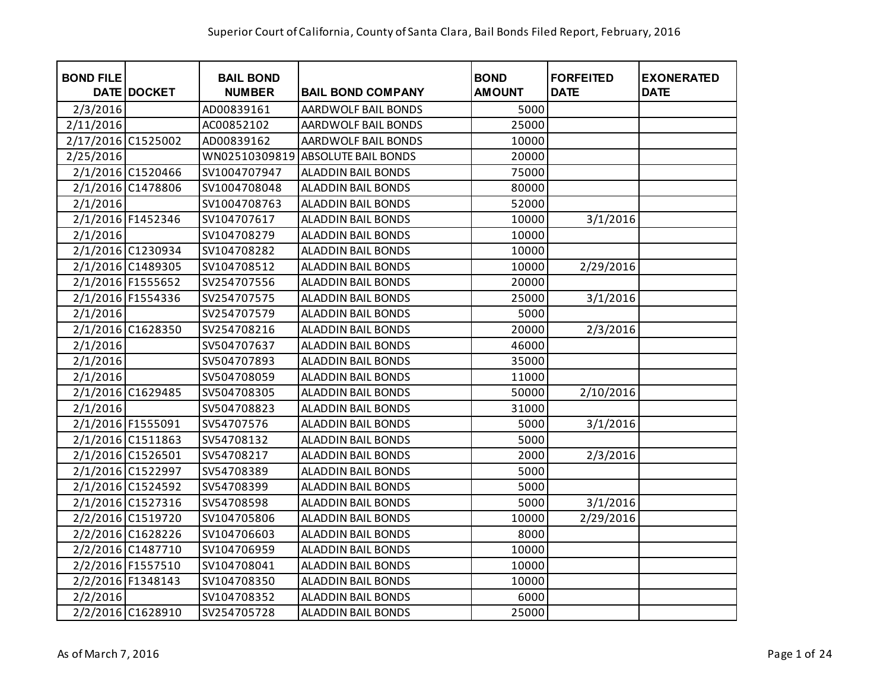# Superior Court of California, County of Santa Clara, Bail Bonds Filed Report, February, 2016

| BOND FILE DATE | DOCKET | BAIL BOND NUMBER | BAIL BOND COMPANY | BOND AMOUNT | FORFEITED DATE | EXONERATED DATE |
|---|---|---|---|---|---|---|
| 2/3/2016 | | AD00839161 | AARDWOLF BAIL BONDS | 5000 | | |
| 2/11/2016 | | AC00852102 | AARDWOLF BAIL BONDS | 25000 | | |
| 2/17/2016 | C1525002 | AD00839162 | AARDWOLF BAIL BONDS | 10000 | | |
| 2/25/2016 | | WN02510309819 | ABSOLUTE BAIL BONDS | 20000 | | |
| 2/1/2016 | C1520466 | SV1004707947 | ALADDIN BAIL BONDS | 75000 | | |
| 2/1/2016 | C1478806 | SV1004708048 | ALADDIN BAIL BONDS | 80000 | | |
| 2/1/2016 | | SV1004708763 | ALADDIN BAIL BONDS | 52000 | | |
| 2/1/2016 | F1452346 | SV104707617 | ALADDIN BAIL BONDS | 10000 | 3/1/2016 | |
| 2/1/2016 | | SV104708279 | ALADDIN BAIL BONDS | 10000 | | |
| 2/1/2016 | C1230934 | SV104708282 | ALADDIN BAIL BONDS | 10000 | | |
| 2/1/2016 | C1489305 | SV104708512 | ALADDIN BAIL BONDS | 10000 | 2/29/2016 | |
| 2/1/2016 | F1555652 | SV254707556 | ALADDIN BAIL BONDS | 20000 | | |
| 2/1/2016 | F1554336 | SV254707575 | ALADDIN BAIL BONDS | 25000 | 3/1/2016 | |
| 2/1/2016 | | SV254707579 | ALADDIN BAIL BONDS | 5000 | | |
| 2/1/2016 | C1628350 | SV254708216 | ALADDIN BAIL BONDS | 20000 | 2/3/2016 | |
| 2/1/2016 | | SV504707637 | ALADDIN BAIL BONDS | 46000 | | |
| 2/1/2016 | | SV504707893 | ALADDIN BAIL BONDS | 35000 | | |
| 2/1/2016 | | SV504708059 | ALADDIN BAIL BONDS | 11000 | | |
| 2/1/2016 | C1629485 | SV504708305 | ALADDIN BAIL BONDS | 50000 | 2/10/2016 | |
| 2/1/2016 | | SV504708823 | ALADDIN BAIL BONDS | 31000 | | |
| 2/1/2016 | F1555091 | SV54707576 | ALADDIN BAIL BONDS | 5000 | 3/1/2016 | |
| 2/1/2016 | C1511863 | SV54708132 | ALADDIN BAIL BONDS | 5000 | | |
| 2/1/2016 | C1526501 | SV54708217 | ALADDIN BAIL BONDS | 2000 | 2/3/2016 | |
| 2/1/2016 | C1522997 | SV54708389 | ALADDIN BAIL BONDS | 5000 | | |
| 2/1/2016 | C1524592 | SV54708399 | ALADDIN BAIL BONDS | 5000 | | |
| 2/1/2016 | C1527316 | SV54708598 | ALADDIN BAIL BONDS | 5000 | 3/1/2016 | |
| 2/2/2016 | C1519720 | SV104705806 | ALADDIN BAIL BONDS | 10000 | 2/29/2016 | |
| 2/2/2016 | C1628226 | SV104706603 | ALADDIN BAIL BONDS | 8000 | | |
| 2/2/2016 | C1487710 | SV104706959 | ALADDIN BAIL BONDS | 10000 | | |
| 2/2/2016 | F1557510 | SV104708041 | ALADDIN BAIL BONDS | 10000 | | |
| 2/2/2016 | F1348143 | SV104708350 | ALADDIN BAIL BONDS | 10000 | | |
| 2/2/2016 | | SV104708352 | ALADDIN BAIL BONDS | 6000 | | |
| 2/2/2016 | C1628910 | SV254705728 | ALADDIN BAIL BONDS | 25000 | | |

As of March 7, 2016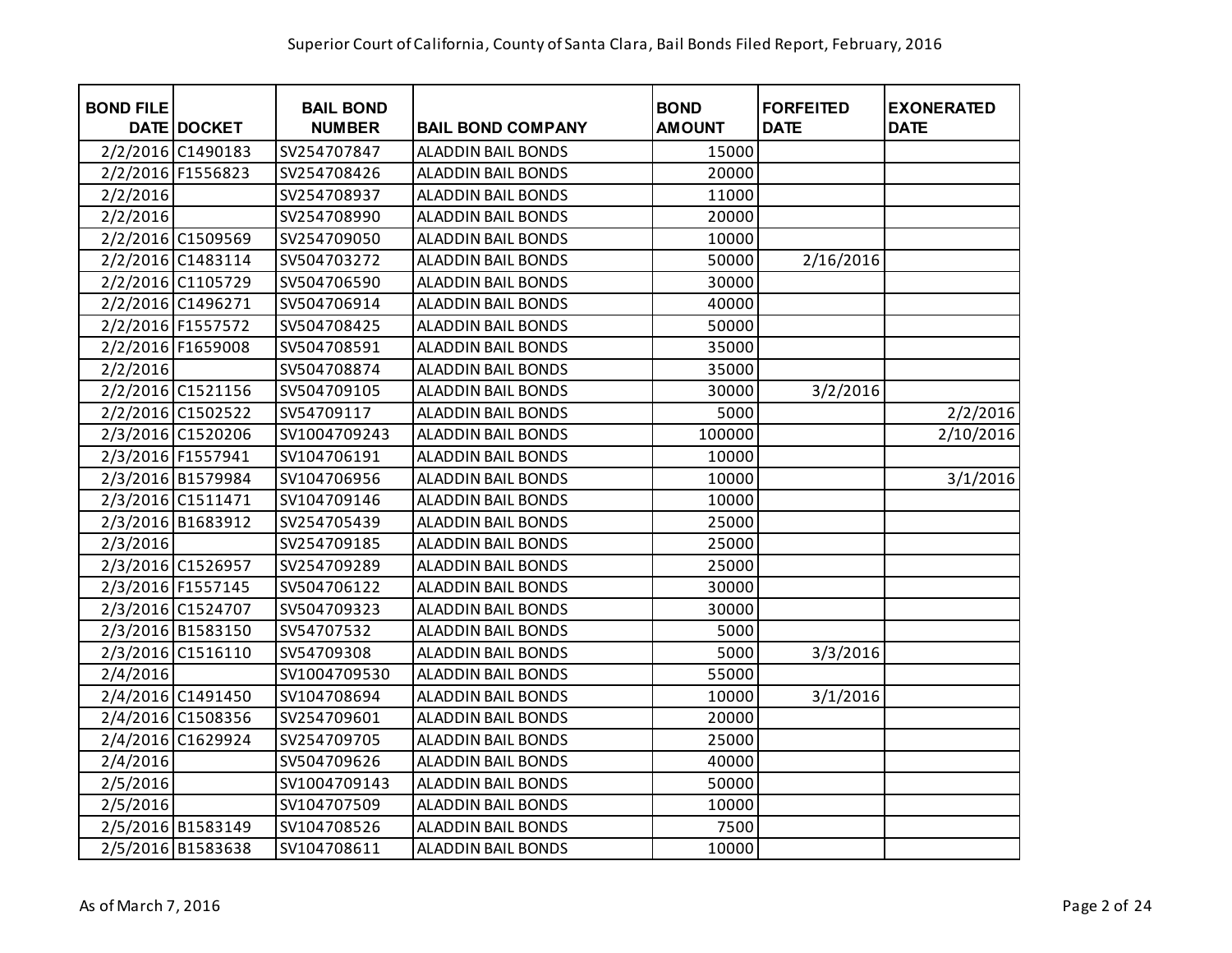Superior Court of California, County of Santa Clara, Bail Bonds Filed Report, February, 2016

| BOND FILE DATE | DOCKET | BAIL BOND NUMBER | BAIL BOND COMPANY | BOND AMOUNT | FORFEITED DATE | EXONERATED DATE |
|---|---|---|---|---|---|---|
| 2/2/2016 | C1490183 | SV254707847 | ALADDIN BAIL BONDS | 15000 | | |
| 2/2/2016 | F1556823 | SV254708426 | ALADDIN BAIL BONDS | 20000 | | |
| 2/2/2016 | | SV254708937 | ALADDIN BAIL BONDS | 11000 | | |
| 2/2/2016 | | SV254708990 | ALADDIN BAIL BONDS | 20000 | | |
| 2/2/2016 | C1509569 | SV254709050 | ALADDIN BAIL BONDS | 10000 | | |
| 2/2/2016 | C1483114 | SV504703272 | ALADDIN BAIL BONDS | 50000 | 2/16/2016 | |
| 2/2/2016 | C1105729 | SV504706590 | ALADDIN BAIL BONDS | 30000 | | |
| 2/2/2016 | C1496271 | SV504706914 | ALADDIN BAIL BONDS | 40000 | | |
| 2/2/2016 | F1557572 | SV504708425 | ALADDIN BAIL BONDS | 50000 | | |
| 2/2/2016 | F1659008 | SV504708591 | ALADDIN BAIL BONDS | 35000 | | |
| 2/2/2016 | | SV504708874 | ALADDIN BAIL BONDS | 35000 | | |
| 2/2/2016 | C1521156 | SV504709105 | ALADDIN BAIL BONDS | 30000 | 3/2/2016 | |
| 2/2/2016 | C1502522 | SV54709117 | ALADDIN BAIL BONDS | 5000 | | 2/2/2016 |
| 2/3/2016 | C1520206 | SV1004709243 | ALADDIN BAIL BONDS | 100000 | | 2/10/2016 |
| 2/3/2016 | F1557941 | SV104706191 | ALADDIN BAIL BONDS | 10000 | | |
| 2/3/2016 | B1579984 | SV104706956 | ALADDIN BAIL BONDS | 10000 | | 3/1/2016 |
| 2/3/2016 | C1511471 | SV104709146 | ALADDIN BAIL BONDS | 10000 | | |
| 2/3/2016 | B1683912 | SV254705439 | ALADDIN BAIL BONDS | 25000 | | |
| 2/3/2016 | | SV254709185 | ALADDIN BAIL BONDS | 25000 | | |
| 2/3/2016 | C1526957 | SV254709289 | ALADDIN BAIL BONDS | 25000 | | |
| 2/3/2016 | F1557145 | SV504706122 | ALADDIN BAIL BONDS | 30000 | | |
| 2/3/2016 | C1524707 | SV504709323 | ALADDIN BAIL BONDS | 30000 | | |
| 2/3/2016 | B1583150 | SV54707532 | ALADDIN BAIL BONDS | 5000 | | |
| 2/3/2016 | C1516110 | SV54709308 | ALADDIN BAIL BONDS | 5000 | 3/3/2016 | |
| 2/4/2016 | | SV1004709530 | ALADDIN BAIL BONDS | 55000 | | |
| 2/4/2016 | C1491450 | SV104708694 | ALADDIN BAIL BONDS | 10000 | 3/1/2016 | |
| 2/4/2016 | C1508356 | SV254709601 | ALADDIN BAIL BONDS | 20000 | | |
| 2/4/2016 | C1629924 | SV254709705 | ALADDIN BAIL BONDS | 25000 | | |
| 2/4/2016 | | SV504709626 | ALADDIN BAIL BONDS | 40000 | | |
| 2/5/2016 | | SV1004709143 | ALADDIN BAIL BONDS | 50000 | | |
| 2/5/2016 | | SV104707509 | ALADDIN BAIL BONDS | 10000 | | |
| 2/5/2016 | B1583149 | SV104708526 | ALADDIN BAIL BONDS | 7500 | | |
| 2/5/2016 | B1583638 | SV104708611 | ALADDIN BAIL BONDS | 10000 | | |

As of March 7, 2016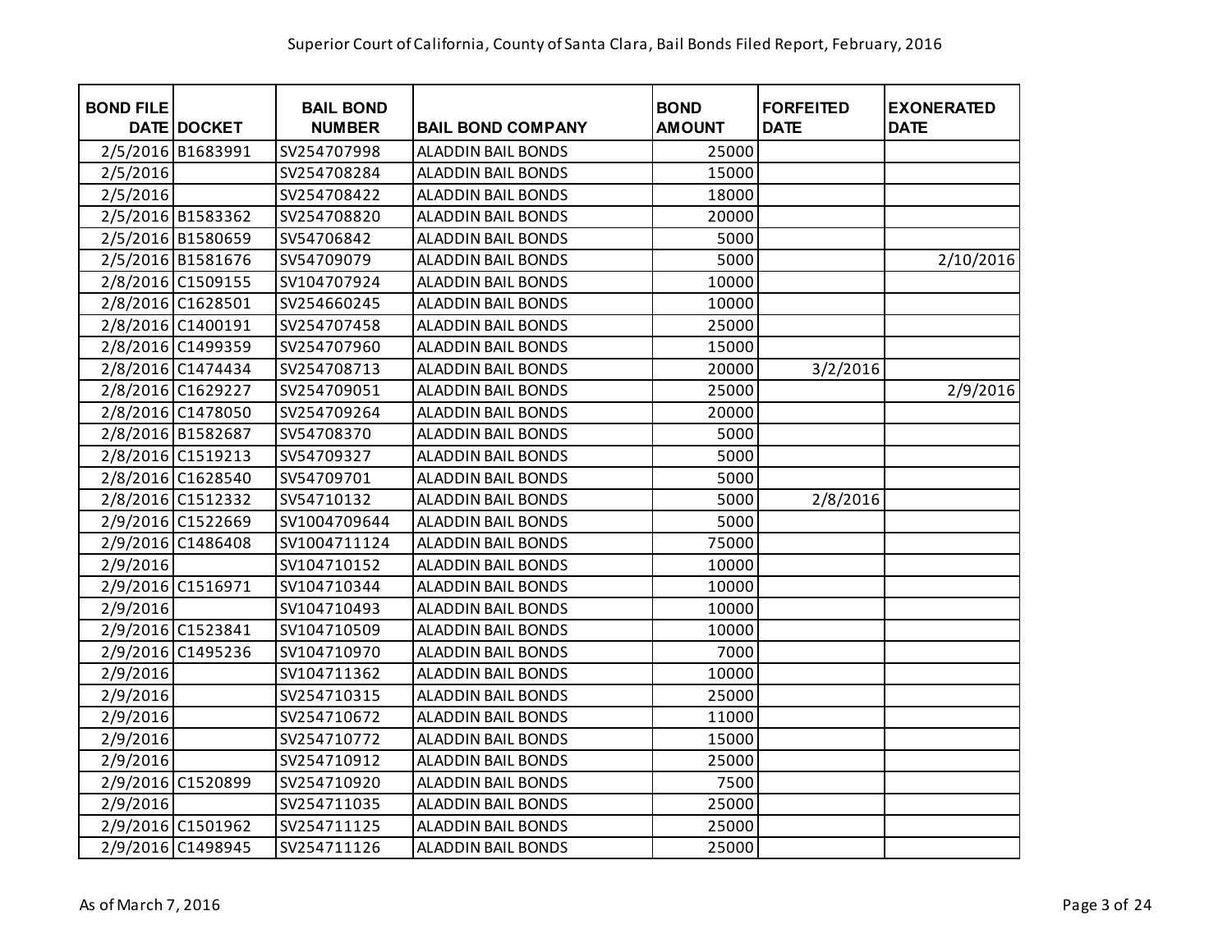Superior Court of California, County of Santa Clara, Bail Bonds Filed Report, February, 2016

| BOND FILE DATE | DOCKET | BAIL BOND NUMBER | BAIL BOND COMPANY | BOND AMOUNT | FORFEITED DATE | EXONERATED DATE |
|---|---|---|---|---|---|---|
| 2/5/2016 | B1683991 | SV254707998 | ALADDIN BAIL BONDS | 25000 | | |
| 2/5/2016 | | SV254708284 | ALADDIN BAIL BONDS | 15000 | | |
| 2/5/2016 | | SV254708422 | ALADDIN BAIL BONDS | 18000 | | |
| 2/5/2016 | B1583362 | SV254708820 | ALADDIN BAIL BONDS | 20000 | | |
| 2/5/2016 | B1580659 | SV54706842 | ALADDIN BAIL BONDS | 5000 | | |
| 2/5/2016 | B1581676 | SV54709079 | ALADDIN BAIL BONDS | 5000 | | 2/10/2016 |
| 2/8/2016 | C1509155 | SV104707924 | ALADDIN BAIL BONDS | 10000 | | |
| 2/8/2016 | C1628501 | SV254660245 | ALADDIN BAIL BONDS | 10000 | | |
| 2/8/2016 | C1400191 | SV254707458 | ALADDIN BAIL BONDS | 25000 | | |
| 2/8/2016 | C1499359 | SV254707960 | ALADDIN BAIL BONDS | 15000 | | |
| 2/8/2016 | C1474434 | SV254708713 | ALADDIN BAIL BONDS | 20000 | 3/2/2016 | |
| 2/8/2016 | C1629227 | SV254709051 | ALADDIN BAIL BONDS | 25000 | | 2/9/2016 |
| 2/8/2016 | C1478050 | SV254709264 | ALADDIN BAIL BONDS | 20000 | | |
| 2/8/2016 | B1582687 | SV54708370 | ALADDIN BAIL BONDS | 5000 | | |
| 2/8/2016 | C1519213 | SV54709327 | ALADDIN BAIL BONDS | 5000 | | |
| 2/8/2016 | C1628540 | SV54709701 | ALADDIN BAIL BONDS | 5000 | | |
| 2/8/2016 | C1512332 | SV54710132 | ALADDIN BAIL BONDS | 5000 | 2/8/2016 | |
| 2/9/2016 | C1522669 | SV1004709644 | ALADDIN BAIL BONDS | 5000 | | |
| 2/9/2016 | C1486408 | SV1004711124 | ALADDIN BAIL BONDS | 75000 | | |
| 2/9/2016 | | SV104710152 | ALADDIN BAIL BONDS | 10000 | | |
| 2/9/2016 | C1516971 | SV104710344 | ALADDIN BAIL BONDS | 10000 | | |
| 2/9/2016 | | SV104710493 | ALADDIN BAIL BONDS | 10000 | | |
| 2/9/2016 | C1523841 | SV104710509 | ALADDIN BAIL BONDS | 10000 | | |
| 2/9/2016 | C1495236 | SV104710970 | ALADDIN BAIL BONDS | 7000 | | |
| 2/9/2016 | | SV104711362 | ALADDIN BAIL BONDS | 10000 | | |
| 2/9/2016 | | SV254710315 | ALADDIN BAIL BONDS | 25000 | | |
| 2/9/2016 | | SV254710672 | ALADDIN BAIL BONDS | 11000 | | |
| 2/9/2016 | | SV254710772 | ALADDIN BAIL BONDS | 15000 | | |
| 2/9/2016 | | SV254710912 | ALADDIN BAIL BONDS | 25000 | | |
| 2/9/2016 | C1520899 | SV254710920 | ALADDIN BAIL BONDS | 7500 | | |
| 2/9/2016 | | SV254711035 | ALADDIN BAIL BONDS | 25000 | | |
| 2/9/2016 | C1501962 | SV254711125 | ALADDIN BAIL BONDS | 25000 | | |
| 2/9/2016 | C1498945 | SV254711126 | ALADDIN BAIL BONDS | 25000 | | |

As of March 7, 2016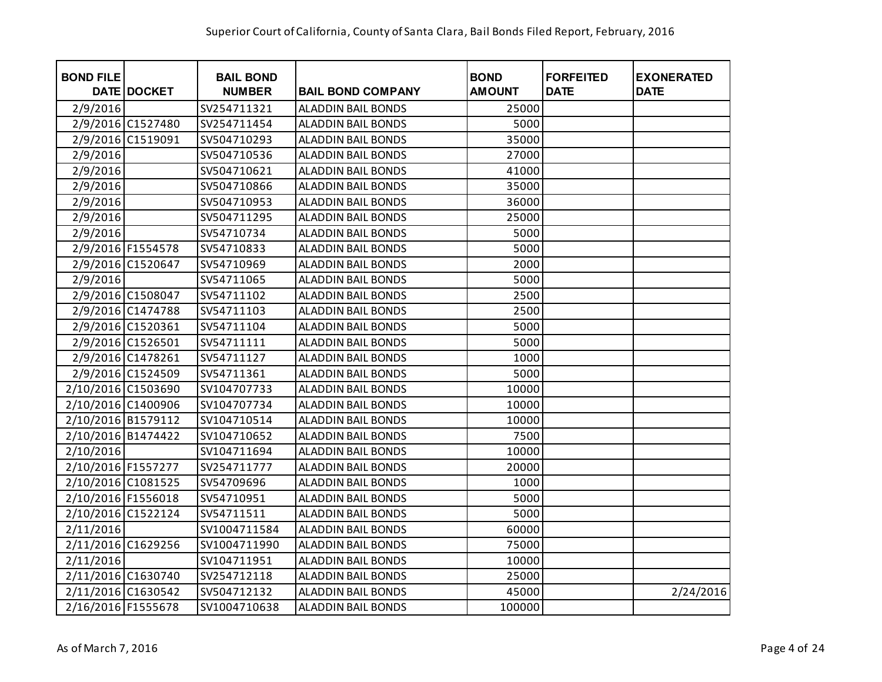| BOND FILE DATE | DOCKET | BAIL BOND NUMBER | BAIL BOND COMPANY | BOND AMOUNT | FORFEITED DATE | EXONERATED DATE |
|---|---|---|---|---|---|---|
| 2/9/2016 | | SV254711321 | ALADDIN BAIL BONDS | 25000 | | |
| 2/9/2016 | C1527480 | SV254711454 | ALADDIN BAIL BONDS | 5000 | | |
| 2/9/2016 | C1519091 | SV504710293 | ALADDIN BAIL BONDS | 35000 | | |
| 2/9/2016 | | SV504710536 | ALADDIN BAIL BONDS | 27000 | | |
| 2/9/2016 | | SV504710621 | ALADDIN BAIL BONDS | 41000 | | |
| 2/9/2016 | | SV504710866 | ALADDIN BAIL BONDS | 35000 | | |
| 2/9/2016 | | SV504710953 | ALADDIN BAIL BONDS | 36000 | | |
| 2/9/2016 | | SV504711295 | ALADDIN BAIL BONDS | 25000 | | |
| 2/9/2016 | | SV54710734 | ALADDIN BAIL BONDS | 5000 | | |
| 2/9/2016 | F1554578 | SV54710833 | ALADDIN BAIL BONDS | 5000 | | |
| 2/9/2016 | C1520647 | SV54710969 | ALADDIN BAIL BONDS | 2000 | | |
| 2/9/2016 | | SV54711065 | ALADDIN BAIL BONDS | 5000 | | |
| 2/9/2016 | C1508047 | SV54711102 | ALADDIN BAIL BONDS | 2500 | | |
| 2/9/2016 | C1474788 | SV54711103 | ALADDIN BAIL BONDS | 2500 | | |
| 2/9/2016 | C1520361 | SV54711104 | ALADDIN BAIL BONDS | 5000 | | |
| 2/9/2016 | C1526501 | SV54711111 | ALADDIN BAIL BONDS | 5000 | | |
| 2/9/2016 | C1478261 | SV54711127 | ALADDIN BAIL BONDS | 1000 | | |
| 2/9/2016 | C1524509 | SV54711361 | ALADDIN BAIL BONDS | 5000 | | |
| 2/10/2016 | C1503690 | SV104707733 | ALADDIN BAIL BONDS | 10000 | | |
| 2/10/2016 | C1400906 | SV104707734 | ALADDIN BAIL BONDS | 10000 | | |
| 2/10/2016 | B1579112 | SV104710514 | ALADDIN BAIL BONDS | 10000 | | |
| 2/10/2016 | B1474422 | SV104710652 | ALADDIN BAIL BONDS | 7500 | | |
| 2/10/2016 | | SV104711694 | ALADDIN BAIL BONDS | 10000 | | |
| 2/10/2016 | F1557277 | SV254711777 | ALADDIN BAIL BONDS | 20000 | | |
| 2/10/2016 | C1081525 | SV54709696 | ALADDIN BAIL BONDS | 1000 | | |
| 2/10/2016 | F1556018 | SV54710951 | ALADDIN BAIL BONDS | 5000 | | |
| 2/10/2016 | C1522124 | SV54711511 | ALADDIN BAIL BONDS | 5000 | | |
| 2/11/2016 | | SV1004711584 | ALADDIN BAIL BONDS | 60000 | | |
| 2/11/2016 | C1629256 | SV1004711990 | ALADDIN BAIL BONDS | 75000 | | |
| 2/11/2016 | | SV104711951 | ALADDIN BAIL BONDS | 10000 | | |
| 2/11/2016 | C1630740 | SV254712118 | ALADDIN BAIL BONDS | 25000 | | |
| 2/11/2016 | C1630542 | SV504712132 | ALADDIN BAIL BONDS | 45000 | | 2/24/2016 |
| 2/16/2016 | F1555678 | SV1004710638 | ALADDIN BAIL BONDS | 100000 | | |

As of March 7, 2016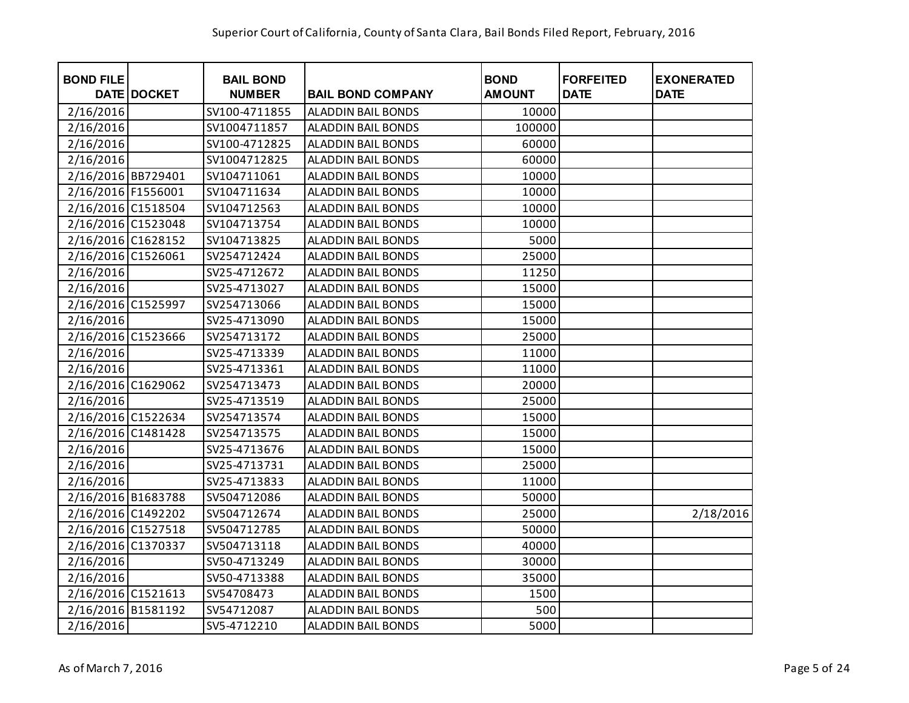Superior Court of California, County of Santa Clara, Bail Bonds Filed Report, February, 2016

| BOND FILE DATE | DOCKET | BAIL BOND NUMBER | BAIL BOND COMPANY | BOND AMOUNT | FORFEITED DATE | EXONERATED DATE |
|---|---|---|---|---|---|---|
| 2/16/2016 | | SV100-4711855 | ALADDIN BAIL BONDS | 10000 | | |
| 2/16/2016 | | SV1004711857 | ALADDIN BAIL BONDS | 100000 | | |
| 2/16/2016 | | SV100-4712825 | ALADDIN BAIL BONDS | 60000 | | |
| 2/16/2016 | | SV1004712825 | ALADDIN BAIL BONDS | 60000 | | |
| 2/16/2016 | BB729401 | SV104711061 | ALADDIN BAIL BONDS | 10000 | | |
| 2/16/2016 | F1556001 | SV104711634 | ALADDIN BAIL BONDS | 10000 | | |
| 2/16/2016 | C1518504 | SV104712563 | ALADDIN BAIL BONDS | 10000 | | |
| 2/16/2016 | C1523048 | SV104713754 | ALADDIN BAIL BONDS | 10000 | | |
| 2/16/2016 | C1628152 | SV104713825 | ALADDIN BAIL BONDS | 5000 | | |
| 2/16/2016 | C1526061 | SV254712424 | ALADDIN BAIL BONDS | 25000 | | |
| 2/16/2016 | | SV25-4712672 | ALADDIN BAIL BONDS | 11250 | | |
| 2/16/2016 | | SV25-4713027 | ALADDIN BAIL BONDS | 15000 | | |
| 2/16/2016 | C1525997 | SV254713066 | ALADDIN BAIL BONDS | 15000 | | |
| 2/16/2016 | | SV25-4713090 | ALADDIN BAIL BONDS | 15000 | | |
| 2/16/2016 | C1523666 | SV254713172 | ALADDIN BAIL BONDS | 25000 | | |
| 2/16/2016 | | SV25-4713339 | ALADDIN BAIL BONDS | 11000 | | |
| 2/16/2016 | | SV25-4713361 | ALADDIN BAIL BONDS | 11000 | | |
| 2/16/2016 | C1629062 | SV254713473 | ALADDIN BAIL BONDS | 20000 | | |
| 2/16/2016 | | SV25-4713519 | ALADDIN BAIL BONDS | 25000 | | |
| 2/16/2016 | C1522634 | SV254713574 | ALADDIN BAIL BONDS | 15000 | | |
| 2/16/2016 | C1481428 | SV254713575 | ALADDIN BAIL BONDS | 15000 | | |
| 2/16/2016 | | SV25-4713676 | ALADDIN BAIL BONDS | 15000 | | |
| 2/16/2016 | | SV25-4713731 | ALADDIN BAIL BONDS | 25000 | | |
| 2/16/2016 | | SV25-4713833 | ALADDIN BAIL BONDS | 11000 | | |
| 2/16/2016 | B1683788 | SV504712086 | ALADDIN BAIL BONDS | 50000 | | |
| 2/16/2016 | C1492202 | SV504712674 | ALADDIN BAIL BONDS | 25000 | | 2/18/2016 |
| 2/16/2016 | C1527518 | SV504712785 | ALADDIN BAIL BONDS | 50000 | | |
| 2/16/2016 | C1370337 | SV504713118 | ALADDIN BAIL BONDS | 40000 | | |
| 2/16/2016 | | SV50-4713249 | ALADDIN BAIL BONDS | 30000 | | |
| 2/16/2016 | | SV50-4713388 | ALADDIN BAIL BONDS | 35000 | | |
| 2/16/2016 | C1521613 | SV54708473 | ALADDIN BAIL BONDS | 1500 | | |
| 2/16/2016 | B1581192 | SV54712087 | ALADDIN BAIL BONDS | 500 | | |
| 2/16/2016 | | SV5-4712210 | ALADDIN BAIL BONDS | 5000 | | |

As of March 7, 2016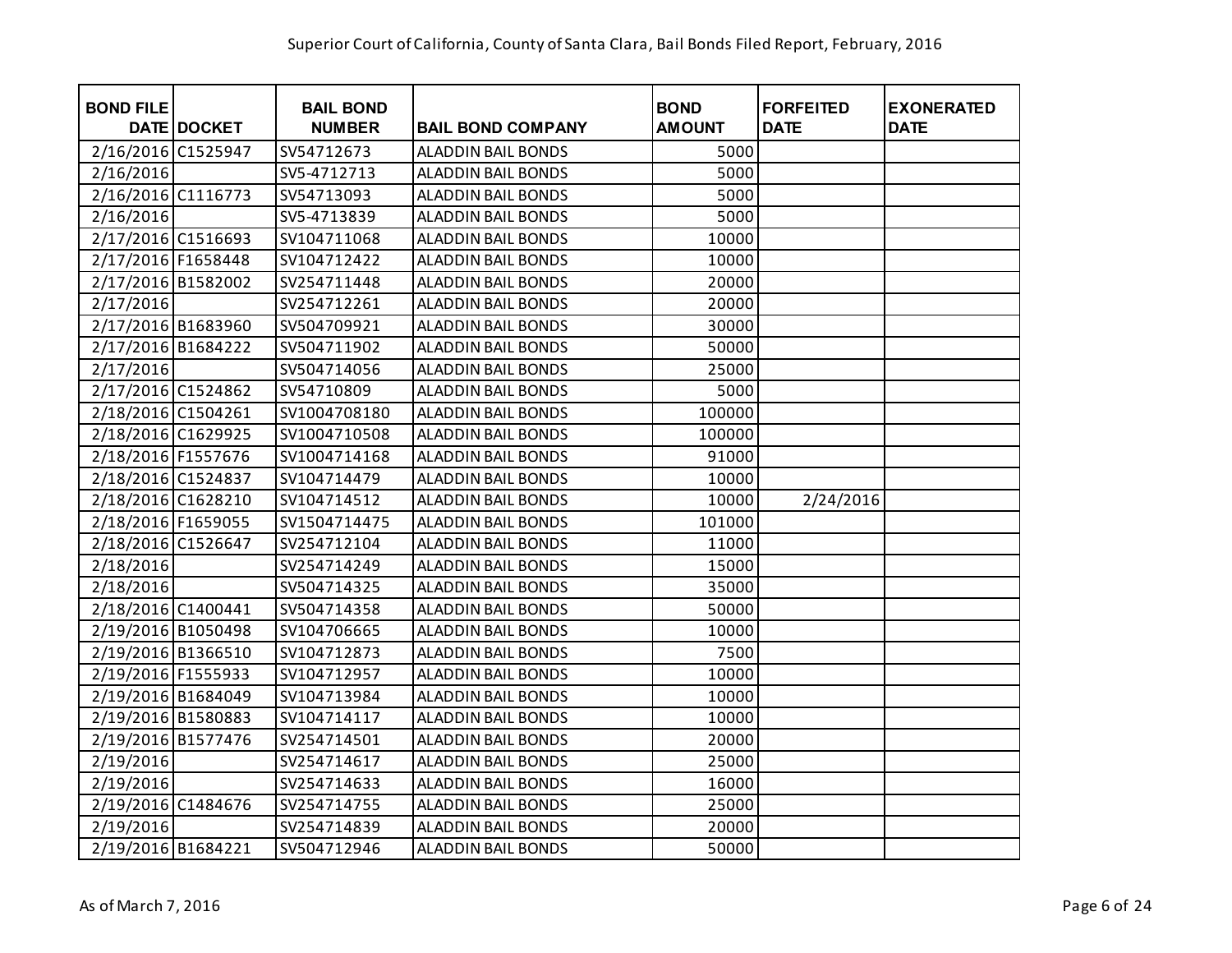Superior Court of California, County of Santa Clara, Bail Bonds Filed Report, February, 2016

| BOND FILE DATE | DOCKET | BAIL BOND NUMBER | BAIL BOND COMPANY | BOND AMOUNT | FORFEITED DATE | EXONERATED DATE |
|---|---|---|---|---|---|---|
| 2/16/2016 | C1525947 | SV54712673 | ALADDIN BAIL BONDS | 5000 | | |
| 2/16/2016 | | SV5-4712713 | ALADDIN BAIL BONDS | 5000 | | |
| 2/16/2016 | C1116773 | SV54713093 | ALADDIN BAIL BONDS | 5000 | | |
| 2/16/2016 | | SV5-4713839 | ALADDIN BAIL BONDS | 5000 | | |
| 2/17/2016 | C1516693 | SV104711068 | ALADDIN BAIL BONDS | 10000 | | |
| 2/17/2016 | F1658448 | SV104712422 | ALADDIN BAIL BONDS | 10000 | | |
| 2/17/2016 | B1582002 | SV254711448 | ALADDIN BAIL BONDS | 20000 | | |
| 2/17/2016 | | SV254712261 | ALADDIN BAIL BONDS | 20000 | | |
| 2/17/2016 | B1683960 | SV504709921 | ALADDIN BAIL BONDS | 30000 | | |
| 2/17/2016 | B1684222 | SV504711902 | ALADDIN BAIL BONDS | 50000 | | |
| 2/17/2016 | | SV504714056 | ALADDIN BAIL BONDS | 25000 | | |
| 2/17/2016 | C1524862 | SV54710809 | ALADDIN BAIL BONDS | 5000 | | |
| 2/18/2016 | C1504261 | SV1004708180 | ALADDIN BAIL BONDS | 100000 | | |
| 2/18/2016 | C1629925 | SV1004710508 | ALADDIN BAIL BONDS | 100000 | | |
| 2/18/2016 | F1557676 | SV1004714168 | ALADDIN BAIL BONDS | 91000 | | |
| 2/18/2016 | C1524837 | SV104714479 | ALADDIN BAIL BONDS | 10000 | | |
| 2/18/2016 | C1628210 | SV104714512 | ALADDIN BAIL BONDS | 10000 | 2/24/2016 | |
| 2/18/2016 | F1659055 | SV1504714475 | ALADDIN BAIL BONDS | 101000 | | |
| 2/18/2016 | C1526647 | SV254712104 | ALADDIN BAIL BONDS | 11000 | | |
| 2/18/2016 | | SV254714249 | ALADDIN BAIL BONDS | 15000 | | |
| 2/18/2016 | | SV504714325 | ALADDIN BAIL BONDS | 35000 | | |
| 2/18/2016 | C1400441 | SV504714358 | ALADDIN BAIL BONDS | 50000 | | |
| 2/19/2016 | B1050498 | SV104706665 | ALADDIN BAIL BONDS | 10000 | | |
| 2/19/2016 | B1366510 | SV104712873 | ALADDIN BAIL BONDS | 7500 | | |
| 2/19/2016 | F1555933 | SV104712957 | ALADDIN BAIL BONDS | 10000 | | |
| 2/19/2016 | B1684049 | SV104713984 | ALADDIN BAIL BONDS | 10000 | | |
| 2/19/2016 | B1580883 | SV104714117 | ALADDIN BAIL BONDS | 10000 | | |
| 2/19/2016 | B1577476 | SV254714501 | ALADDIN BAIL BONDS | 20000 | | |
| 2/19/2016 | | SV254714617 | ALADDIN BAIL BONDS | 25000 | | |
| 2/19/2016 | | SV254714633 | ALADDIN BAIL BONDS | 16000 | | |
| 2/19/2016 | C1484676 | SV254714755 | ALADDIN BAIL BONDS | 25000 | | |
| 2/19/2016 | | SV254714839 | ALADDIN BAIL BONDS | 20000 | | |
| 2/19/2016 | B1684221 | SV504712946 | ALADDIN BAIL BONDS | 50000 | | |

As of March 7, 2016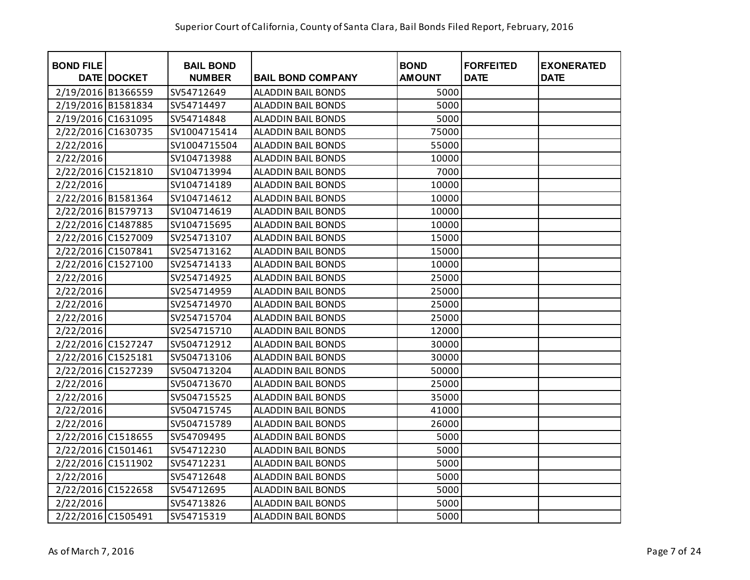| BOND FILE DATE | DOCKET | BAIL BOND NUMBER | BAIL BOND COMPANY | BOND AMOUNT | FORFEITED DATE | EXONERATED DATE |
|---|---|---|---|---|---|---|
| 2/19/2016 | B1366559 | SV54712649 | ALADDIN BAIL BONDS | 5000 | | |
| 2/19/2016 | B1581834 | SV54714497 | ALADDIN BAIL BONDS | 5000 | | |
| 2/19/2016 | C1631095 | SV54714848 | ALADDIN BAIL BONDS | 5000 | | |
| 2/22/2016 | C1630735 | SV1004715414 | ALADDIN BAIL BONDS | 75000 | | |
| 2/22/2016 | | SV1004715504 | ALADDIN BAIL BONDS | 55000 | | |
| 2/22/2016 | | SV104713988 | ALADDIN BAIL BONDS | 10000 | | |
| 2/22/2016 | C1521810 | SV104713994 | ALADDIN BAIL BONDS | 7000 | | |
| 2/22/2016 | | SV104714189 | ALADDIN BAIL BONDS | 10000 | | |
| 2/22/2016 | B1581364 | SV104714612 | ALADDIN BAIL BONDS | 10000 | | |
| 2/22/2016 | B1579713 | SV104714619 | ALADDIN BAIL BONDS | 10000 | | |
| 2/22/2016 | C1487885 | SV104715695 | ALADDIN BAIL BONDS | 10000 | | |
| 2/22/2016 | C1527009 | SV254713107 | ALADDIN BAIL BONDS | 15000 | | |
| 2/22/2016 | C1507841 | SV254713162 | ALADDIN BAIL BONDS | 15000 | | |
| 2/22/2016 | C1527100 | SV254714133 | ALADDIN BAIL BONDS | 10000 | | |
| 2/22/2016 | | SV254714925 | ALADDIN BAIL BONDS | 25000 | | |
| 2/22/2016 | | SV254714959 | ALADDIN BAIL BONDS | 25000 | | |
| 2/22/2016 | | SV254714970 | ALADDIN BAIL BONDS | 25000 | | |
| 2/22/2016 | | SV254715704 | ALADDIN BAIL BONDS | 25000 | | |
| 2/22/2016 | | SV254715710 | ALADDIN BAIL BONDS | 12000 | | |
| 2/22/2016 | C1527247 | SV504712912 | ALADDIN BAIL BONDS | 30000 | | |
| 2/22/2016 | C1525181 | SV504713106 | ALADDIN BAIL BONDS | 30000 | | |
| 2/22/2016 | C1527239 | SV504713204 | ALADDIN BAIL BONDS | 50000 | | |
| 2/22/2016 | | SV504713670 | ALADDIN BAIL BONDS | 25000 | | |
| 2/22/2016 | | SV504715525 | ALADDIN BAIL BONDS | 35000 | | |
| 2/22/2016 | | SV504715745 | ALADDIN BAIL BONDS | 41000 | | |
| 2/22/2016 | | SV504715789 | ALADDIN BAIL BONDS | 26000 | | |
| 2/22/2016 | C1518655 | SV54709495 | ALADDIN BAIL BONDS | 5000 | | |
| 2/22/2016 | C1501461 | SV54712230 | ALADDIN BAIL BONDS | 5000 | | |
| 2/22/2016 | C1511902 | SV54712231 | ALADDIN BAIL BONDS | 5000 | | |
| 2/22/2016 | | SV54712648 | ALADDIN BAIL BONDS | 5000 | | |
| 2/22/2016 | C1522658 | SV54712695 | ALADDIN BAIL BONDS | 5000 | | |
| 2/22/2016 | | SV54713826 | ALADDIN BAIL BONDS | 5000 | | |
| 2/22/2016 | C1505491 | SV54715319 | ALADDIN BAIL BONDS | 5000 | | |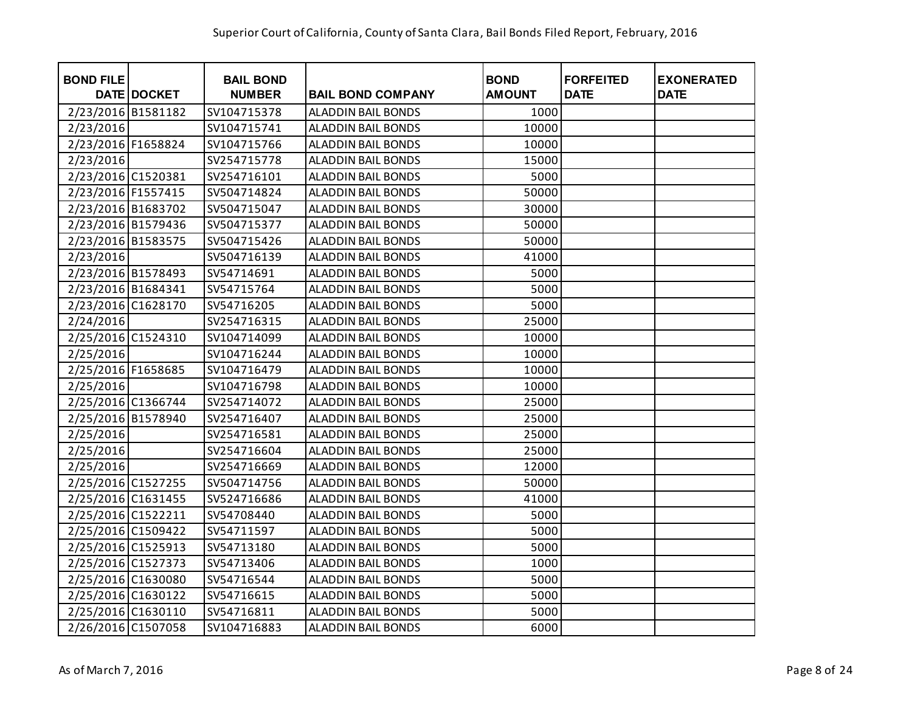Superior Court of California, County of Santa Clara, Bail Bonds Filed Report, February, 2016

| BOND FILE DATE | DOCKET | BAIL BOND NUMBER | BAIL BOND COMPANY | BOND AMOUNT | FORFEITED DATE | EXONERATED DATE |
|---|---|---|---|---|---|---|
| 2/23/2016 | B1581182 | SV104715378 | ALADDIN BAIL BONDS | 1000 | | |
| 2/23/2016 | | SV104715741 | ALADDIN BAIL BONDS | 10000 | | |
| 2/23/2016 | F1658824 | SV104715766 | ALADDIN BAIL BONDS | 10000 | | |
| 2/23/2016 | | SV254715778 | ALADDIN BAIL BONDS | 15000 | | |
| 2/23/2016 | C1520381 | SV254716101 | ALADDIN BAIL BONDS | 5000 | | |
| 2/23/2016 | F1557415 | SV504714824 | ALADDIN BAIL BONDS | 50000 | | |
| 2/23/2016 | B1683702 | SV504715047 | ALADDIN BAIL BONDS | 30000 | | |
| 2/23/2016 | B1579436 | SV504715377 | ALADDIN BAIL BONDS | 50000 | | |
| 2/23/2016 | B1583575 | SV504715426 | ALADDIN BAIL BONDS | 50000 | | |
| 2/23/2016 | | SV504716139 | ALADDIN BAIL BONDS | 41000 | | |
| 2/23/2016 | B1578493 | SV54714691 | ALADDIN BAIL BONDS | 5000 | | |
| 2/23/2016 | B1684341 | SV54715764 | ALADDIN BAIL BONDS | 5000 | | |
| 2/23/2016 | C1628170 | SV54716205 | ALADDIN BAIL BONDS | 5000 | | |
| 2/24/2016 | | SV254716315 | ALADDIN BAIL BONDS | 25000 | | |
| 2/25/2016 | C1524310 | SV104714099 | ALADDIN BAIL BONDS | 10000 | | |
| 2/25/2016 | | SV104716244 | ALADDIN BAIL BONDS | 10000 | | |
| 2/25/2016 | F1658685 | SV104716479 | ALADDIN BAIL BONDS | 10000 | | |
| 2/25/2016 | | SV104716798 | ALADDIN BAIL BONDS | 10000 | | |
| 2/25/2016 | C1366744 | SV254714072 | ALADDIN BAIL BONDS | 25000 | | |
| 2/25/2016 | B1578940 | SV254716407 | ALADDIN BAIL BONDS | 25000 | | |
| 2/25/2016 | | SV254716581 | ALADDIN BAIL BONDS | 25000 | | |
| 2/25/2016 | | SV254716604 | ALADDIN BAIL BONDS | 25000 | | |
| 2/25/2016 | | SV254716669 | ALADDIN BAIL BONDS | 12000 | | |
| 2/25/2016 | C1527255 | SV504714756 | ALADDIN BAIL BONDS | 50000 | | |
| 2/25/2016 | C1631455 | SV524716686 | ALADDIN BAIL BONDS | 41000 | | |
| 2/25/2016 | C1522211 | SV54708440 | ALADDIN BAIL BONDS | 5000 | | |
| 2/25/2016 | C1509422 | SV54711597 | ALADDIN BAIL BONDS | 5000 | | |
| 2/25/2016 | C1525913 | SV54713180 | ALADDIN BAIL BONDS | 5000 | | |
| 2/25/2016 | C1527373 | SV54713406 | ALADDIN BAIL BONDS | 1000 | | |
| 2/25/2016 | C1630080 | SV54716544 | ALADDIN BAIL BONDS | 5000 | | |
| 2/25/2016 | C1630122 | SV54716615 | ALADDIN BAIL BONDS | 5000 | | |
| 2/25/2016 | C1630110 | SV54716811 | ALADDIN BAIL BONDS | 5000 | | |
| 2/26/2016 | C1507058 | SV104716883 | ALADDIN BAIL BONDS | 6000 | | |

As of March 7, 2016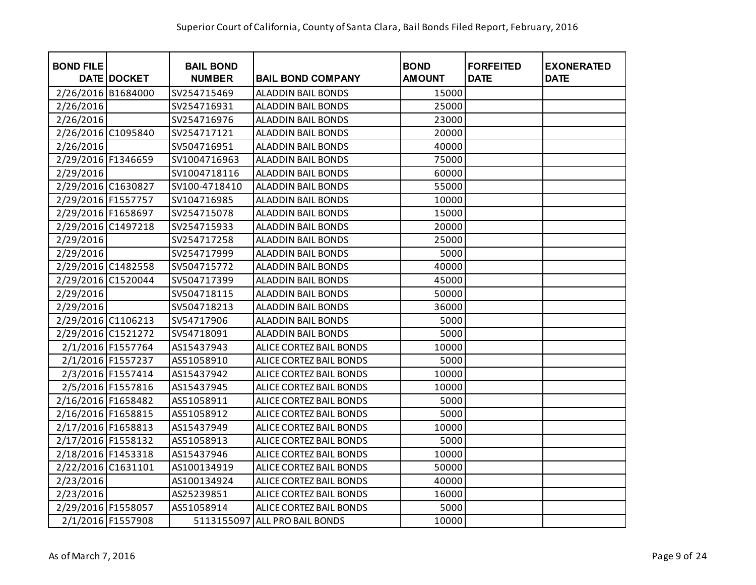Superior Court of California, County of Santa Clara, Bail Bonds Filed Report, February, 2016

| BOND FILE DATE | DOCKET | BAIL BOND NUMBER | BAIL BOND COMPANY | BOND AMOUNT | FORFEITED DATE | EXONERATED DATE |
|---|---|---|---|---|---|---|
| 2/26/2016 | B1684000 | SV254715469 | ALADDIN BAIL BONDS | 15000 | | |
| 2/26/2016 | | SV254716931 | ALADDIN BAIL BONDS | 25000 | | |
| 2/26/2016 | | SV254716976 | ALADDIN BAIL BONDS | 23000 | | |
| 2/26/2016 | C1095840 | SV254717121 | ALADDIN BAIL BONDS | 20000 | | |
| 2/26/2016 | | SV504716951 | ALADDIN BAIL BONDS | 40000 | | |
| 2/29/2016 | F1346659 | SV1004716963 | ALADDIN BAIL BONDS | 75000 | | |
| 2/29/2016 | | SV1004718116 | ALADDIN BAIL BONDS | 60000 | | |
| 2/29/2016 | C1630827 | SV100-4718410 | ALADDIN BAIL BONDS | 55000 | | |
| 2/29/2016 | F1557757 | SV104716985 | ALADDIN BAIL BONDS | 10000 | | |
| 2/29/2016 | F1658697 | SV254715078 | ALADDIN BAIL BONDS | 15000 | | |
| 2/29/2016 | C1497218 | SV254715933 | ALADDIN BAIL BONDS | 20000 | | |
| 2/29/2016 | | SV254717258 | ALADDIN BAIL BONDS | 25000 | | |
| 2/29/2016 | | SV254717999 | ALADDIN BAIL BONDS | 5000 | | |
| 2/29/2016 | C1482558 | SV504715772 | ALADDIN BAIL BONDS | 40000 | | |
| 2/29/2016 | C1520044 | SV504717399 | ALADDIN BAIL BONDS | 45000 | | |
| 2/29/2016 | | SV504718115 | ALADDIN BAIL BONDS | 50000 | | |
| 2/29/2016 | | SV504718213 | ALADDIN BAIL BONDS | 36000 | | |
| 2/29/2016 | C1106213 | SV54717906 | ALADDIN BAIL BONDS | 5000 | | |
| 2/29/2016 | C1521272 | SV54718091 | ALADDIN BAIL BONDS | 5000 | | |
| 2/1/2016 | F1557764 | AS15437943 | ALICE CORTEZ BAIL BONDS | 10000 | | |
| 2/1/2016 | F1557237 | AS51058910 | ALICE CORTEZ BAIL BONDS | 5000 | | |
| 2/3/2016 | F1557414 | AS15437942 | ALICE CORTEZ BAIL BONDS | 10000 | | |
| 2/5/2016 | F1557816 | AS15437945 | ALICE CORTEZ BAIL BONDS | 10000 | | |
| 2/16/2016 | F1658482 | AS51058911 | ALICE CORTEZ BAIL BONDS | 5000 | | |
| 2/16/2016 | F1658815 | AS51058912 | ALICE CORTEZ BAIL BONDS | 5000 | | |
| 2/17/2016 | F1658813 | AS15437949 | ALICE CORTEZ BAIL BONDS | 10000 | | |
| 2/17/2016 | F1558132 | AS51058913 | ALICE CORTEZ BAIL BONDS | 5000 | | |
| 2/18/2016 | F1453318 | AS15437946 | ALICE CORTEZ BAIL BONDS | 10000 | | |
| 2/22/2016 | C1631101 | AS100134919 | ALICE CORTEZ BAIL BONDS | 50000 | | |
| 2/23/2016 | | AS100134924 | ALICE CORTEZ BAIL BONDS | 40000 | | |
| 2/23/2016 | | AS25239851 | ALICE CORTEZ BAIL BONDS | 16000 | | |
| 2/29/2016 | F1558057 | AS51058914 | ALICE CORTEZ BAIL BONDS | 5000 | | |
| 2/1/2016 | F1557908 | 5113155097 | ALL PRO BAIL BONDS | 10000 | | |

As of March 7, 2016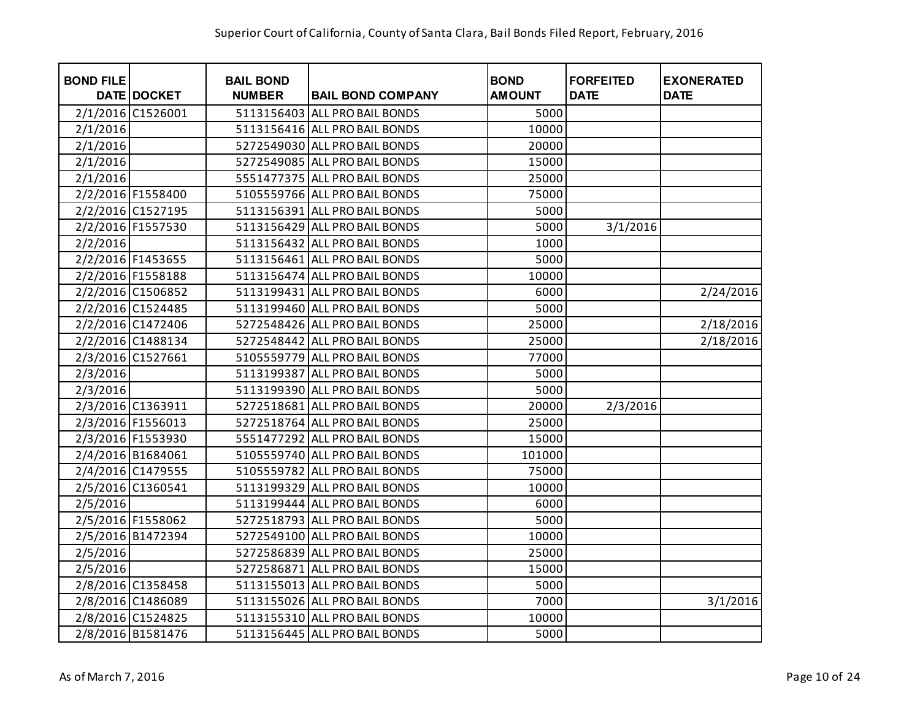Superior Court of California, County of Santa Clara, Bail Bonds Filed Report, February, 2016

| BOND FILE DATE | DOCKET | BAIL BOND NUMBER | BAIL BOND COMPANY | BOND AMOUNT | FORFEITED DATE | EXONERATED DATE |
|---|---|---|---|---|---|---|
| 2/1/2016 | C1526001 | 5113156403 | ALL PRO BAIL BONDS | 5000 | | |
| 2/1/2016 | | 5113156416 | ALL PRO BAIL BONDS | 10000 | | |
| 2/1/2016 | | 5272549030 | ALL PRO BAIL BONDS | 20000 | | |
| 2/1/2016 | | 5272549085 | ALL PRO BAIL BONDS | 15000 | | |
| 2/1/2016 | | 5551477375 | ALL PRO BAIL BONDS | 25000 | | |
| 2/2/2016 | F1558400 | 5105559766 | ALL PRO BAIL BONDS | 75000 | | |
| 2/2/2016 | C1527195 | 5113156391 | ALL PRO BAIL BONDS | 5000 | | |
| 2/2/2016 | F1557530 | 5113156429 | ALL PRO BAIL BONDS | 5000 | 3/1/2016 | |
| 2/2/2016 | | 5113156432 | ALL PRO BAIL BONDS | 1000 | | |
| 2/2/2016 | F1453655 | 5113156461 | ALL PRO BAIL BONDS | 5000 | | |
| 2/2/2016 | F1558188 | 5113156474 | ALL PRO BAIL BONDS | 10000 | | |
| 2/2/2016 | C1506852 | 5113199431 | ALL PRO BAIL BONDS | 6000 | | 2/24/2016 |
| 2/2/2016 | C1524485 | 5113199460 | ALL PRO BAIL BONDS | 5000 | | |
| 2/2/2016 | C1472406 | 5272548426 | ALL PRO BAIL BONDS | 25000 | | 2/18/2016 |
| 2/2/2016 | C1488134 | 5272548442 | ALL PRO BAIL BONDS | 25000 | | 2/18/2016 |
| 2/3/2016 | C1527661 | 5105559779 | ALL PRO BAIL BONDS | 77000 | | |
| 2/3/2016 | | 5113199387 | ALL PRO BAIL BONDS | 5000 | | |
| 2/3/2016 | | 5113199390 | ALL PRO BAIL BONDS | 5000 | | |
| 2/3/2016 | C1363911 | 5272518681 | ALL PRO BAIL BONDS | 20000 | 2/3/2016 | |
| 2/3/2016 | F1556013 | 5272518764 | ALL PRO BAIL BONDS | 25000 | | |
| 2/3/2016 | F1553930 | 5551477292 | ALL PRO BAIL BONDS | 15000 | | |
| 2/4/2016 | B1684061 | 5105559740 | ALL PRO BAIL BONDS | 101000 | | |
| 2/4/2016 | C1479555 | 5105559782 | ALL PRO BAIL BONDS | 75000 | | |
| 2/5/2016 | C1360541 | 5113199329 | ALL PRO BAIL BONDS | 10000 | | |
| 2/5/2016 | | 5113199444 | ALL PRO BAIL BONDS | 6000 | | |
| 2/5/2016 | F1558062 | 5272518793 | ALL PRO BAIL BONDS | 5000 | | |
| 2/5/2016 | B1472394 | 5272549100 | ALL PRO BAIL BONDS | 10000 | | |
| 2/5/2016 | | 5272586839 | ALL PRO BAIL BONDS | 25000 | | |
| 2/5/2016 | | 5272586871 | ALL PRO BAIL BONDS | 15000 | | |
| 2/8/2016 | C1358458 | 5113155013 | ALL PRO BAIL BONDS | 5000 | | |
| 2/8/2016 | C1486089 | 5113155026 | ALL PRO BAIL BONDS | 7000 | | 3/1/2016 |
| 2/8/2016 | C1524825 | 5113155310 | ALL PRO BAIL BONDS | 10000 | | |
| 2/8/2016 | B1581476 | 5113156445 | ALL PRO BAIL BONDS | 5000 | | |

As of March 7, 2016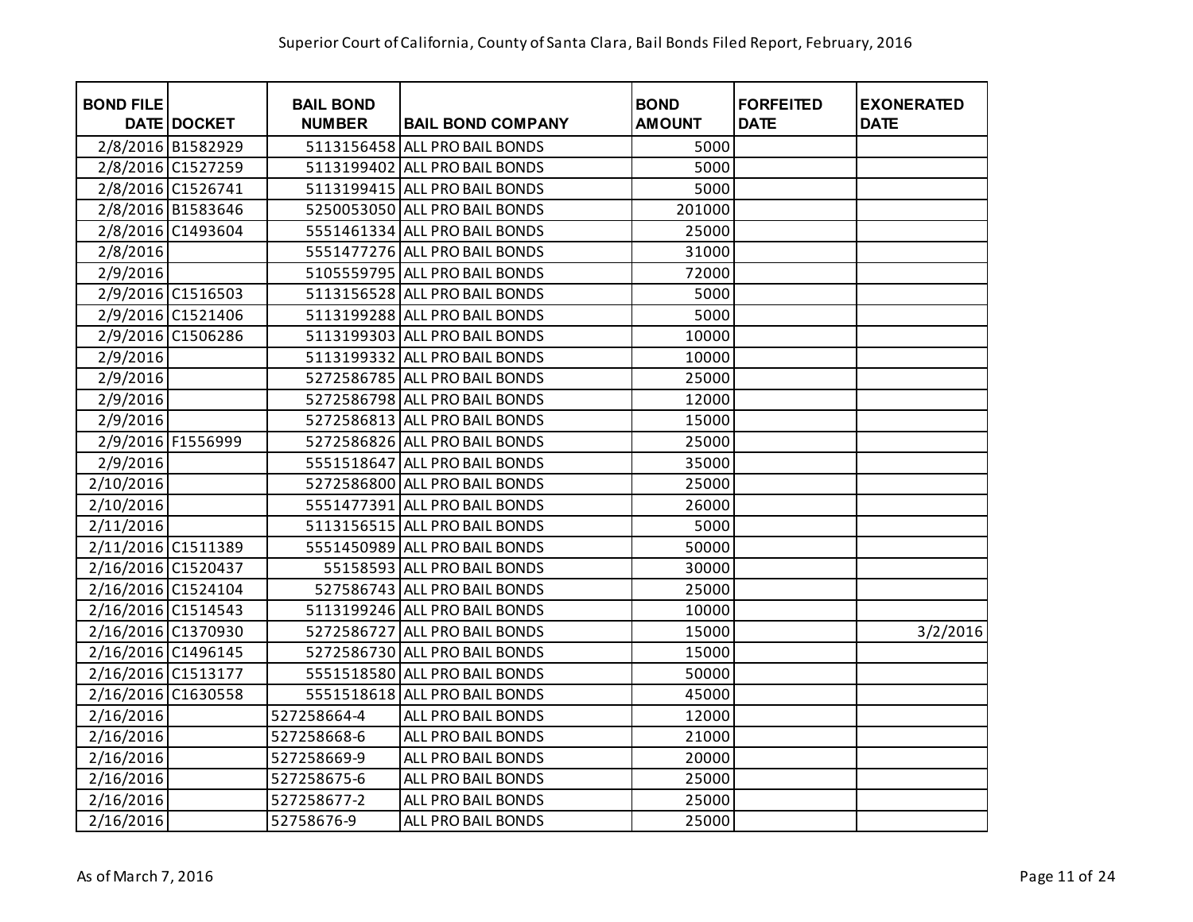Superior Court of California, County of Santa Clara, Bail Bonds Filed Report, February, 2016

| BOND FILE DATE | DOCKET | BAIL BOND NUMBER | BAIL BOND COMPANY | BOND AMOUNT | FORFEITED DATE | EXONERATED DATE |
|---|---|---|---|---|---|---|
| 2/8/2016 | B1582929 | 5113156458 | ALL PRO BAIL BONDS | 5000 | | |
| 2/8/2016 | C1527259 | 5113199402 | ALL PRO BAIL BONDS | 5000 | | |
| 2/8/2016 | C1526741 | 5113199415 | ALL PRO BAIL BONDS | 5000 | | |
| 2/8/2016 | B1583646 | 5250053050 | ALL PRO BAIL BONDS | 201000 | | |
| 2/8/2016 | C1493604 | 5551461334 | ALL PRO BAIL BONDS | 25000 | | |
| 2/8/2016 | | 5551477276 | ALL PRO BAIL BONDS | 31000 | | |
| 2/9/2016 | | 5105559795 | ALL PRO BAIL BONDS | 72000 | | |
| 2/9/2016 | C1516503 | 5113156528 | ALL PRO BAIL BONDS | 5000 | | |
| 2/9/2016 | C1521406 | 5113199288 | ALL PRO BAIL BONDS | 5000 | | |
| 2/9/2016 | C1506286 | 5113199303 | ALL PRO BAIL BONDS | 10000 | | |
| 2/9/2016 | | 5113199332 | ALL PRO BAIL BONDS | 10000 | | |
| 2/9/2016 | | 5272586785 | ALL PRO BAIL BONDS | 25000 | | |
| 2/9/2016 | | 5272586798 | ALL PRO BAIL BONDS | 12000 | | |
| 2/9/2016 | | 5272586813 | ALL PRO BAIL BONDS | 15000 | | |
| 2/9/2016 | F1556999 | 5272586826 | ALL PRO BAIL BONDS | 25000 | | |
| 2/9/2016 | | 5551518647 | ALL PRO BAIL BONDS | 35000 | | |
| 2/10/2016 | | 5272586800 | ALL PRO BAIL BONDS | 25000 | | |
| 2/10/2016 | | 5551477391 | ALL PRO BAIL BONDS | 26000 | | |
| 2/11/2016 | | 5113156515 | ALL PRO BAIL BONDS | 5000 | | |
| 2/11/2016 | C1511389 | 5551450989 | ALL PRO BAIL BONDS | 50000 | | |
| 2/16/2016 | C1520437 | 55158593 | ALL PRO BAIL BONDS | 30000 | | |
| 2/16/2016 | C1524104 | 527586743 | ALL PRO BAIL BONDS | 25000 | | |
| 2/16/2016 | C1514543 | 5113199246 | ALL PRO BAIL BONDS | 10000 | | |
| 2/16/2016 | C1370930 | 5272586727 | ALL PRO BAIL BONDS | 15000 | | 3/2/2016 |
| 2/16/2016 | C1496145 | 5272586730 | ALL PRO BAIL BONDS | 15000 | | |
| 2/16/2016 | C1513177 | 5551518580 | ALL PRO BAIL BONDS | 50000 | | |
| 2/16/2016 | C1630558 | 5551518618 | ALL PRO BAIL BONDS | 45000 | | |
| 2/16/2016 | | 527258664-4 | ALL PRO BAIL BONDS | 12000 | | |
| 2/16/2016 | | 527258668-6 | ALL PRO BAIL BONDS | 21000 | | |
| 2/16/2016 | | 527258669-9 | ALL PRO BAIL BONDS | 20000 | | |
| 2/16/2016 | | 527258675-6 | ALL PRO BAIL BONDS | 25000 | | |
| 2/16/2016 | | 527258677-2 | ALL PRO BAIL BONDS | 25000 | | |
| 2/16/2016 | | 52758676-9 | ALL PRO BAIL BONDS | 25000 | | |

As of March 7, 2016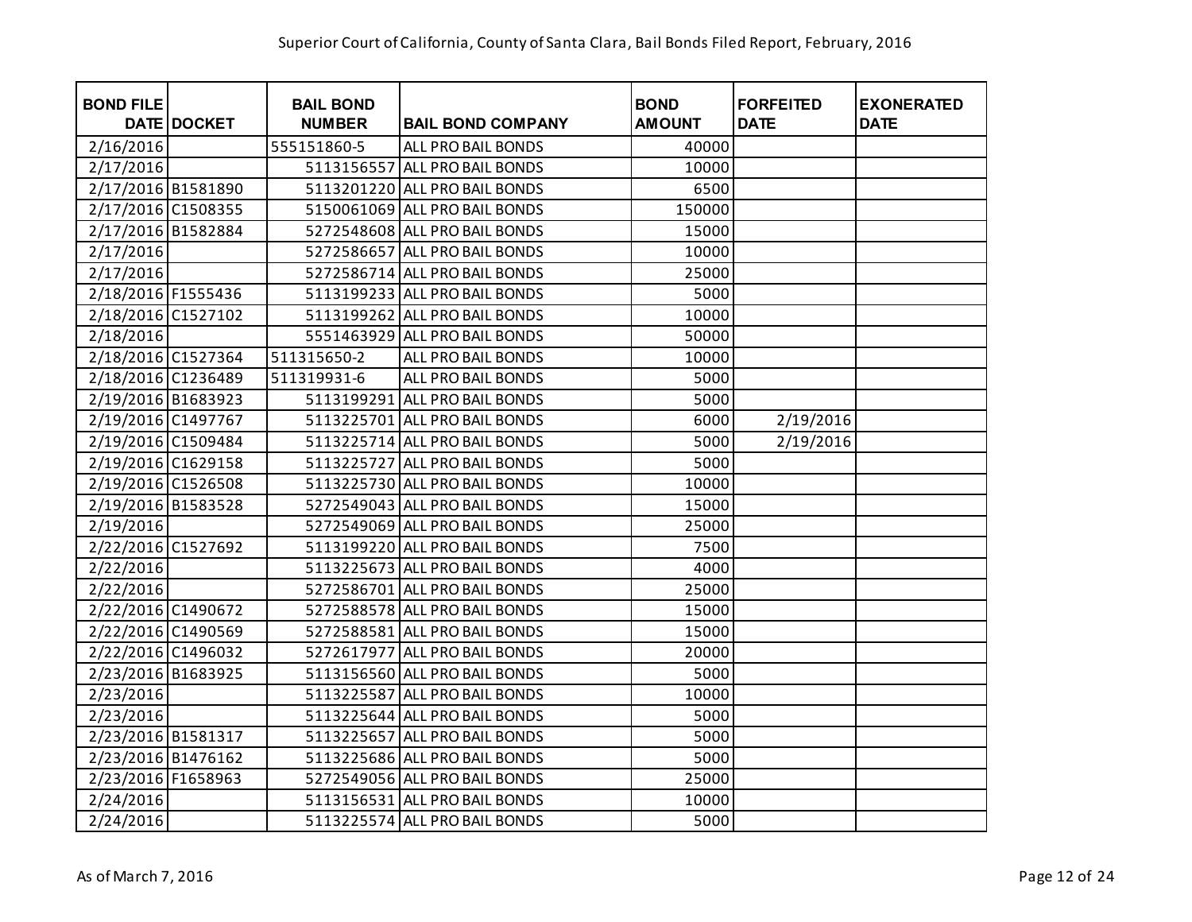Superior Court of California, County of Santa Clara, Bail Bonds Filed Report, February, 2016

| BOND FILE DATE | DOCKET | BAIL BOND NUMBER | BAIL BOND COMPANY | BOND AMOUNT | FORFEITED DATE | EXONERATED DATE |
|---|---|---|---|---|---|---|
| 2/16/2016 | | 555151860-5 | ALL PRO BAIL BONDS | 40000 | | |
| 2/17/2016 | | 5113156557 | ALL PRO BAIL BONDS | 10000 | | |
| 2/17/2016 | B1581890 | 5113201220 | ALL PRO BAIL BONDS | 6500 | | |
| 2/17/2016 | C1508355 | 5150061069 | ALL PRO BAIL BONDS | 150000 | | |
| 2/17/2016 | B1582884 | 5272548608 | ALL PRO BAIL BONDS | 15000 | | |
| 2/17/2016 | | 5272586657 | ALL PRO BAIL BONDS | 10000 | | |
| 2/17/2016 | | 5272586714 | ALL PRO BAIL BONDS | 25000 | | |
| 2/18/2016 | F1555436 | 5113199233 | ALL PRO BAIL BONDS | 5000 | | |
| 2/18/2016 | C1527102 | 5113199262 | ALL PRO BAIL BONDS | 10000 | | |
| 2/18/2016 | | 5551463929 | ALL PRO BAIL BONDS | 50000 | | |
| 2/18/2016 | C1527364 | 511315650-2 | ALL PRO BAIL BONDS | 10000 | | |
| 2/18/2016 | C1236489 | 511319931-6 | ALL PRO BAIL BONDS | 5000 | | |
| 2/19/2016 | B1683923 | 5113199291 | ALL PRO BAIL BONDS | 5000 | | |
| 2/19/2016 | C1497767 | 5113225701 | ALL PRO BAIL BONDS | 6000 | 2/19/2016 | |
| 2/19/2016 | C1509484 | 5113225714 | ALL PRO BAIL BONDS | 5000 | 2/19/2016 | |
| 2/19/2016 | C1629158 | 5113225727 | ALL PRO BAIL BONDS | 5000 | | |
| 2/19/2016 | C1526508 | 5113225730 | ALL PRO BAIL BONDS | 10000 | | |
| 2/19/2016 | B1583528 | 5272549043 | ALL PRO BAIL BONDS | 15000 | | |
| 2/19/2016 | | 5272549069 | ALL PRO BAIL BONDS | 25000 | | |
| 2/22/2016 | C1527692 | 5113199220 | ALL PRO BAIL BONDS | 7500 | | |
| 2/22/2016 | | 5113225673 | ALL PRO BAIL BONDS | 4000 | | |
| 2/22/2016 | | 5272586701 | ALL PRO BAIL BONDS | 25000 | | |
| 2/22/2016 | C1490672 | 5272588578 | ALL PRO BAIL BONDS | 15000 | | |
| 2/22/2016 | C1490569 | 5272588581 | ALL PRO BAIL BONDS | 15000 | | |
| 2/22/2016 | C1496032 | 5272617977 | ALL PRO BAIL BONDS | 20000 | | |
| 2/23/2016 | B1683925 | 5113156560 | ALL PRO BAIL BONDS | 5000 | | |
| 2/23/2016 | | 5113225587 | ALL PRO BAIL BONDS | 10000 | | |
| 2/23/2016 | | 5113225644 | ALL PRO BAIL BONDS | 5000 | | |
| 2/23/2016 | B1581317 | 5113225657 | ALL PRO BAIL BONDS | 5000 | | |
| 2/23/2016 | B1476162 | 5113225686 | ALL PRO BAIL BONDS | 5000 | | |
| 2/23/2016 | F1658963 | 5272549056 | ALL PRO BAIL BONDS | 25000 | | |
| 2/24/2016 | | 5113156531 | ALL PRO BAIL BONDS | 10000 | | |
| 2/24/2016 | | 5113225574 | ALL PRO BAIL BONDS | 5000 | | |

As of March 7, 2016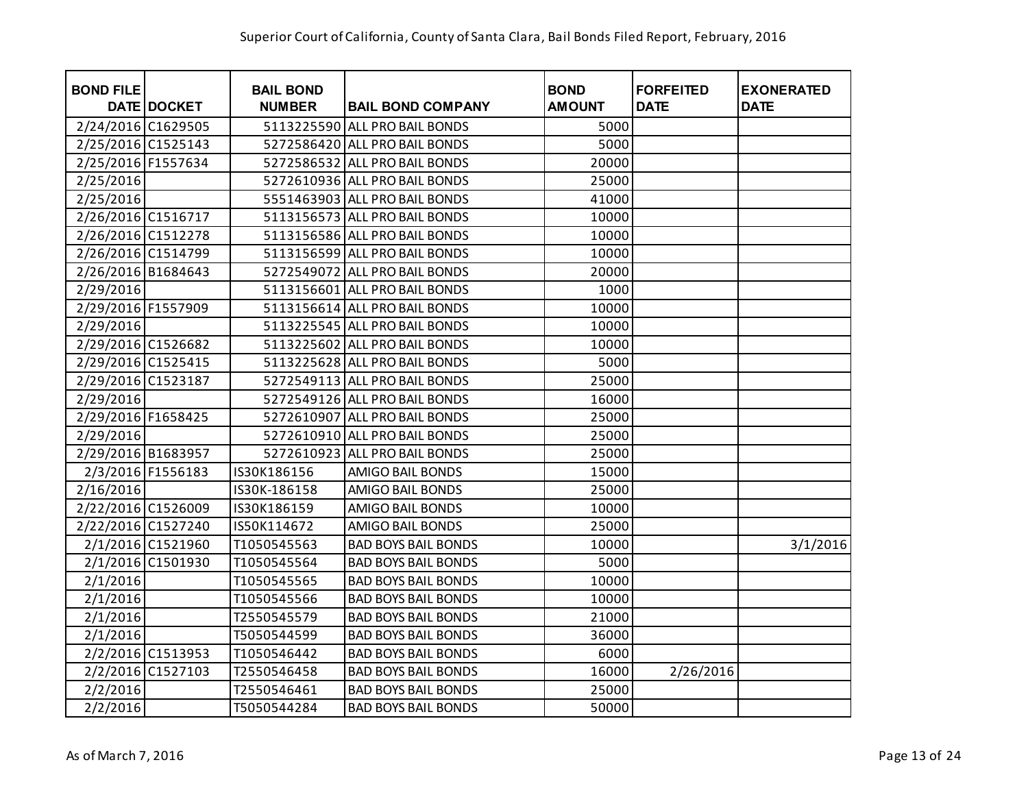Superior Court of California, County of Santa Clara, Bail Bonds Filed Report, February, 2016

| BOND FILE DATE | DOCKET | BAIL BOND NUMBER | BAIL BOND COMPANY | BOND AMOUNT | FORFEITED DATE | EXONERATED DATE |
|---|---|---|---|---|---|---|
| 2/24/2016 | C1629505 | 5113225590 | ALL PRO BAIL BONDS | 5000 | | |
| 2/25/2016 | C1525143 | 5272586420 | ALL PRO BAIL BONDS | 5000 | | |
| 2/25/2016 | F1557634 | 5272586532 | ALL PRO BAIL BONDS | 20000 | | |
| 2/25/2016 | | 5272610936 | ALL PRO BAIL BONDS | 25000 | | |
| 2/25/2016 | | 5551463903 | ALL PRO BAIL BONDS | 41000 | | |
| 2/26/2016 | C1516717 | 5113156573 | ALL PRO BAIL BONDS | 10000 | | |
| 2/26/2016 | C1512278 | 5113156586 | ALL PRO BAIL BONDS | 10000 | | |
| 2/26/2016 | C1514799 | 5113156599 | ALL PRO BAIL BONDS | 10000 | | |
| 2/26/2016 | B1684643 | 5272549072 | ALL PRO BAIL BONDS | 20000 | | |
| 2/29/2016 | | 5113156601 | ALL PRO BAIL BONDS | 1000 | | |
| 2/29/2016 | F1557909 | 5113156614 | ALL PRO BAIL BONDS | 10000 | | |
| 2/29/2016 | | 5113225545 | ALL PRO BAIL BONDS | 10000 | | |
| 2/29/2016 | C1526682 | 5113225602 | ALL PRO BAIL BONDS | 10000 | | |
| 2/29/2016 | C1525415 | 5113225628 | ALL PRO BAIL BONDS | 5000 | | |
| 2/29/2016 | C1523187 | 5272549113 | ALL PRO BAIL BONDS | 25000 | | |
| 2/29/2016 | | 5272549126 | ALL PRO BAIL BONDS | 16000 | | |
| 2/29/2016 | F1658425 | 5272610907 | ALL PRO BAIL BONDS | 25000 | | |
| 2/29/2016 | | 5272610910 | ALL PRO BAIL BONDS | 25000 | | |
| 2/29/2016 | B1683957 | 5272610923 | ALL PRO BAIL BONDS | 25000 | | |
| 2/3/2016 | F1556183 | IS30K186156 | AMIGO BAIL BONDS | 15000 | | |
| 2/16/2016 | | IS30K-186158 | AMIGO BAIL BONDS | 25000 | | |
| 2/22/2016 | C1526009 | IS30K186159 | AMIGO BAIL BONDS | 10000 | | |
| 2/22/2016 | C1527240 | IS50K114672 | AMIGO BAIL BONDS | 25000 | | |
| 2/1/2016 | C1521960 | T1050545563 | BAD BOYS BAIL BONDS | 10000 | | 3/1/2016 |
| 2/1/2016 | C1501930 | T1050545564 | BAD BOYS BAIL BONDS | 5000 | | |
| 2/1/2016 | | T1050545565 | BAD BOYS BAIL BONDS | 10000 | | |
| 2/1/2016 | | T1050545566 | BAD BOYS BAIL BONDS | 10000 | | |
| 2/1/2016 | | T2550545579 | BAD BOYS BAIL BONDS | 21000 | | |
| 2/1/2016 | | T5050544599 | BAD BOYS BAIL BONDS | 36000 | | |
| 2/2/2016 | C1513953 | T1050546442 | BAD BOYS BAIL BONDS | 6000 | | |
| 2/2/2016 | C1527103 | T2550546458 | BAD BOYS BAIL BONDS | 16000 | 2/26/2016 | |
| 2/2/2016 | | T2550546461 | BAD BOYS BAIL BONDS | 25000 | | |
| 2/2/2016 | | T5050544284 | BAD BOYS BAIL BONDS | 50000 | | |

As of March 7, 2016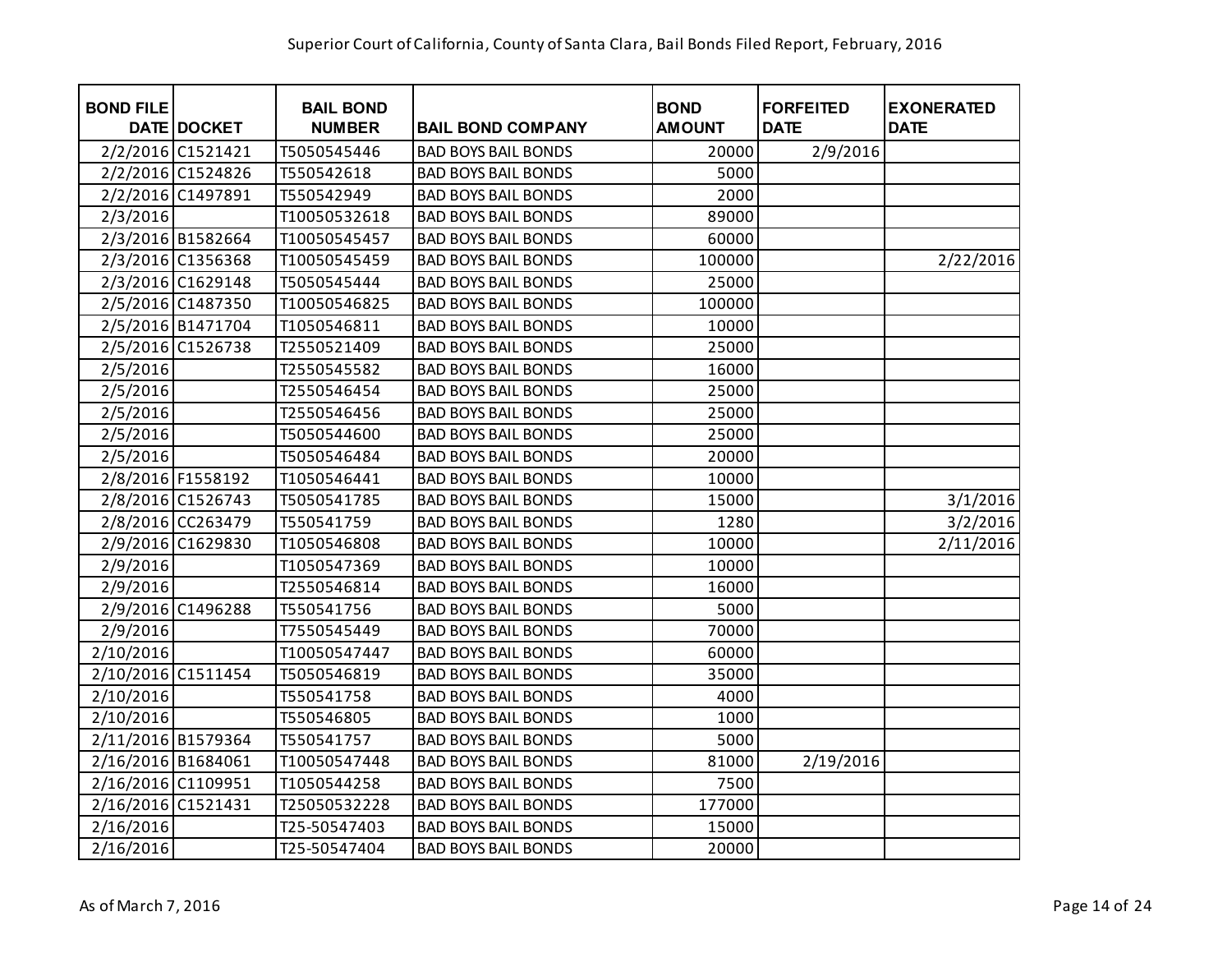Superior Court of California, County of Santa Clara, Bail Bonds Filed Report, February, 2016

| BOND FILE DATE | DOCKET | BAIL BOND NUMBER | BAIL BOND COMPANY | BOND AMOUNT | FORFEITED DATE | EXONERATED DATE |
|---|---|---|---|---|---|---|
| 2/2/2016 | C1521421 | T5050545446 | BAD BOYS BAIL BONDS | 20000 | 2/9/2016 | |
| 2/2/2016 | C1524826 | T550542618 | BAD BOYS BAIL BONDS | 5000 | | |
| 2/2/2016 | C1497891 | T550542949 | BAD BOYS BAIL BONDS | 2000 | | |
| 2/3/2016 | | T10050532618 | BAD BOYS BAIL BONDS | 89000 | | |
| 2/3/2016 | B1582664 | T10050545457 | BAD BOYS BAIL BONDS | 60000 | | |
| 2/3/2016 | C1356368 | T10050545459 | BAD BOYS BAIL BONDS | 100000 | | 2/22/2016 |
| 2/3/2016 | C1629148 | T5050545444 | BAD BOYS BAIL BONDS | 25000 | | |
| 2/5/2016 | C1487350 | T10050546825 | BAD BOYS BAIL BONDS | 100000 | | |
| 2/5/2016 | B1471704 | T1050546811 | BAD BOYS BAIL BONDS | 10000 | | |
| 2/5/2016 | C1526738 | T2550521409 | BAD BOYS BAIL BONDS | 25000 | | |
| 2/5/2016 | | T2550545582 | BAD BOYS BAIL BONDS | 16000 | | |
| 2/5/2016 | | T2550546454 | BAD BOYS BAIL BONDS | 25000 | | |
| 2/5/2016 | | T2550546456 | BAD BOYS BAIL BONDS | 25000 | | |
| 2/5/2016 | | T5050544600 | BAD BOYS BAIL BONDS | 25000 | | |
| 2/5/2016 | | T5050546484 | BAD BOYS BAIL BONDS | 20000 | | |
| 2/8/2016 | F1558192 | T1050546441 | BAD BOYS BAIL BONDS | 10000 | | |
| 2/8/2016 | C1526743 | T5050541785 | BAD BOYS BAIL BONDS | 15000 | | 3/1/2016 |
| 2/8/2016 | CC263479 | T550541759 | BAD BOYS BAIL BONDS | 1280 | | 3/2/2016 |
| 2/9/2016 | C1629830 | T1050546808 | BAD BOYS BAIL BONDS | 10000 | | 2/11/2016 |
| 2/9/2016 | | T1050547369 | BAD BOYS BAIL BONDS | 10000 | | |
| 2/9/2016 | | T2550546814 | BAD BOYS BAIL BONDS | 16000 | | |
| 2/9/2016 | C1496288 | T550541756 | BAD BOYS BAIL BONDS | 5000 | | |
| 2/9/2016 | | T7550545449 | BAD BOYS BAIL BONDS | 70000 | | |
| 2/10/2016 | | T10050547447 | BAD BOYS BAIL BONDS | 60000 | | |
| 2/10/2016 | C1511454 | T5050546819 | BAD BOYS BAIL BONDS | 35000 | | |
| 2/10/2016 | | T550541758 | BAD BOYS BAIL BONDS | 4000 | | |
| 2/10/2016 | | T550546805 | BAD BOYS BAIL BONDS | 1000 | | |
| 2/11/2016 | B1579364 | T550541757 | BAD BOYS BAIL BONDS | 5000 | | |
| 2/16/2016 | B1684061 | T10050547448 | BAD BOYS BAIL BONDS | 81000 | 2/19/2016 | |
| 2/16/2016 | C1109951 | T1050544258 | BAD BOYS BAIL BONDS | 7500 | | |
| 2/16/2016 | C1521431 | T25050532228 | BAD BOYS BAIL BONDS | 177000 | | |
| 2/16/2016 | | T25-50547403 | BAD BOYS BAIL BONDS | 15000 | | |
| 2/16/2016 | | T25-50547404 | BAD BOYS BAIL BONDS | 20000 | | |

As of March 7, 2016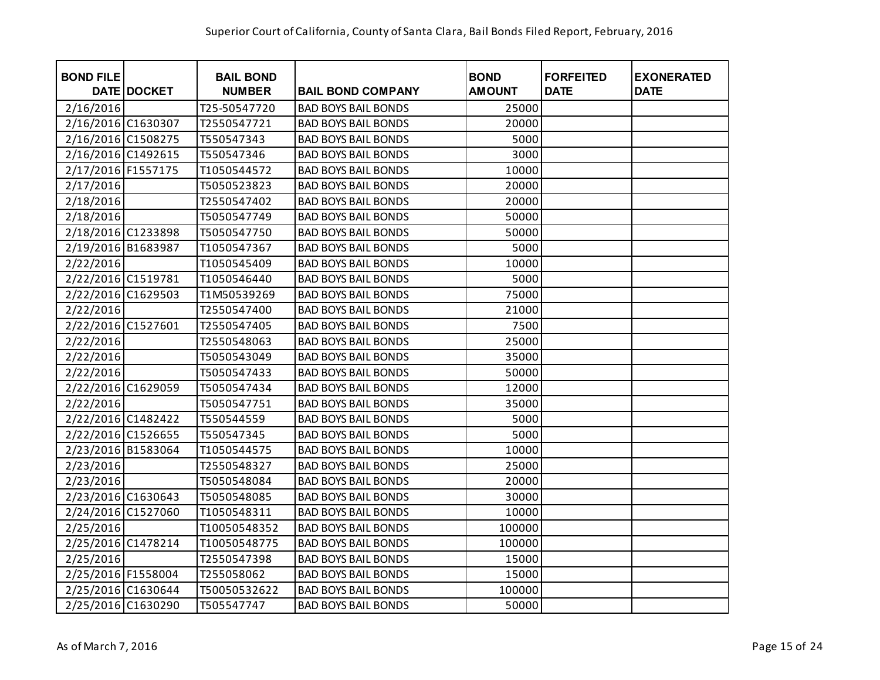Superior Court of California, County of Santa Clara, Bail Bonds Filed Report, February, 2016

| BOND FILE DATE | DOCKET | BAIL BOND NUMBER | BAIL BOND COMPANY | BOND AMOUNT | FORFEITED DATE | EXONERATED DATE |
|---|---|---|---|---|---|---|
| 2/16/2016 | | T25-50547720 | BAD BOYS BAIL BONDS | 25000 | | |
| 2/16/2016 | C1630307 | T2550547721 | BAD BOYS BAIL BONDS | 20000 | | |
| 2/16/2016 | C1508275 | T550547343 | BAD BOYS BAIL BONDS | 5000 | | |
| 2/16/2016 | C1492615 | T550547346 | BAD BOYS BAIL BONDS | 3000 | | |
| 2/17/2016 | F1557175 | T1050544572 | BAD BOYS BAIL BONDS | 10000 | | |
| 2/17/2016 | | T5050523823 | BAD BOYS BAIL BONDS | 20000 | | |
| 2/18/2016 | | T2550547402 | BAD BOYS BAIL BONDS | 20000 | | |
| 2/18/2016 | | T5050547749 | BAD BOYS BAIL BONDS | 50000 | | |
| 2/18/2016 | C1233898 | T5050547750 | BAD BOYS BAIL BONDS | 50000 | | |
| 2/19/2016 | B1683987 | T1050547367 | BAD BOYS BAIL BONDS | 5000 | | |
| 2/22/2016 | | T1050545409 | BAD BOYS BAIL BONDS | 10000 | | |
| 2/22/2016 | C1519781 | T1050546440 | BAD BOYS BAIL BONDS | 5000 | | |
| 2/22/2016 | C1629503 | T1M50539269 | BAD BOYS BAIL BONDS | 75000 | | |
| 2/22/2016 | | T2550547400 | BAD BOYS BAIL BONDS | 21000 | | |
| 2/22/2016 | C1527601 | T2550547405 | BAD BOYS BAIL BONDS | 7500 | | |
| 2/22/2016 | | T2550548063 | BAD BOYS BAIL BONDS | 25000 | | |
| 2/22/2016 | | T5050543049 | BAD BOYS BAIL BONDS | 35000 | | |
| 2/22/2016 | | T5050547433 | BAD BOYS BAIL BONDS | 50000 | | |
| 2/22/2016 | C1629059 | T5050547434 | BAD BOYS BAIL BONDS | 12000 | | |
| 2/22/2016 | | T5050547751 | BAD BOYS BAIL BONDS | 35000 | | |
| 2/22/2016 | C1482422 | T550544559 | BAD BOYS BAIL BONDS | 5000 | | |
| 2/22/2016 | C1526655 | T550547345 | BAD BOYS BAIL BONDS | 5000 | | |
| 2/23/2016 | B1583064 | T1050544575 | BAD BOYS BAIL BONDS | 10000 | | |
| 2/23/2016 | | T2550548327 | BAD BOYS BAIL BONDS | 25000 | | |
| 2/23/2016 | | T5050548084 | BAD BOYS BAIL BONDS | 20000 | | |
| 2/23/2016 | C1630643 | T5050548085 | BAD BOYS BAIL BONDS | 30000 | | |
| 2/24/2016 | C1527060 | T1050548311 | BAD BOYS BAIL BONDS | 10000 | | |
| 2/25/2016 | | T10050548352 | BAD BOYS BAIL BONDS | 100000 | | |
| 2/25/2016 | C1478214 | T10050548775 | BAD BOYS BAIL BONDS | 100000 | | |
| 2/25/2016 | | T2550547398 | BAD BOYS BAIL BONDS | 15000 | | |
| 2/25/2016 | F1558004 | T255058062 | BAD BOYS BAIL BONDS | 15000 | | |
| 2/25/2016 | C1630644 | T50050532622 | BAD BOYS BAIL BONDS | 100000 | | |
| 2/25/2016 | C1630290 | T505547747 | BAD BOYS BAIL BONDS | 50000 | | |

As of March 7, 2016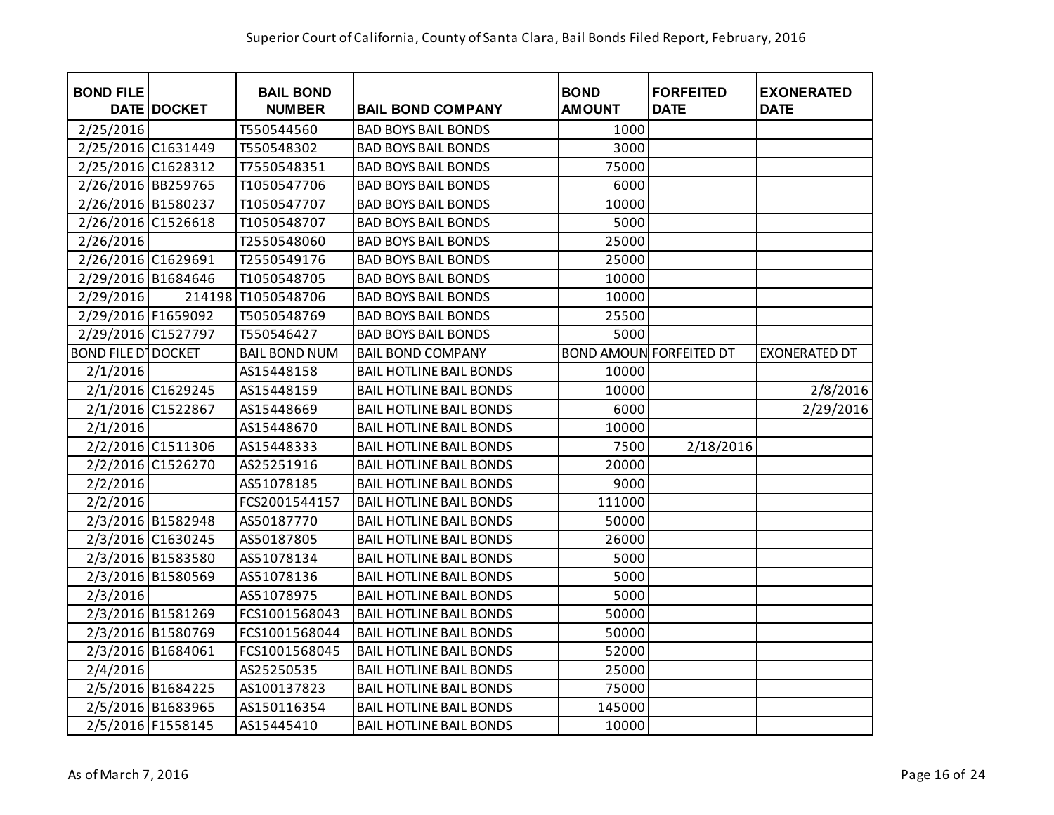Superior Court of California, County of Santa Clara, Bail Bonds Filed Report, February, 2016

| BOND FILE DATE | DOCKET | BAIL BOND NUMBER | BAIL BOND COMPANY | BOND AMOUNT | FORFEITED DATE | EXONERATED DATE |
|---|---|---|---|---|---|---|
| 2/25/2016 | | T550544560 | BAD BOYS BAIL BONDS | 1000 | | |
| 2/25/2016 | C1631449 | T550548302 | BAD BOYS BAIL BONDS | 3000 | | |
| 2/25/2016 | C1628312 | T7550548351 | BAD BOYS BAIL BONDS | 75000 | | |
| 2/26/2016 | BB259765 | T1050547706 | BAD BOYS BAIL BONDS | 6000 | | |
| 2/26/2016 | B1580237 | T1050547707 | BAD BOYS BAIL BONDS | 10000 | | |
| 2/26/2016 | C1526618 | T1050548707 | BAD BOYS BAIL BONDS | 5000 | | |
| 2/26/2016 | | T2550548060 | BAD BOYS BAIL BONDS | 25000 | | |
| 2/26/2016 | C1629691 | T2550549176 | BAD BOYS BAIL BONDS | 25000 | | |
| 2/29/2016 | B1684646 | T1050548705 | BAD BOYS BAIL BONDS | 10000 | | |
| 2/29/2016 | 214198 | T1050548706 | BAD BOYS BAIL BONDS | 10000 | | |
| 2/29/2016 | F1659092 | T5050548769 | BAD BOYS BAIL BONDS | 25500 | | |
| 2/29/2016 | C1527797 | T550546427 | BAD BOYS BAIL BONDS | 5000 | | |
| BOND FILE DT | DOCKET | BAIL BOND NUM | BAIL BOND COMPANY | BOND AMOUN | FORFEITED DT | EXONERATED DT |
| 2/1/2016 | | AS15448158 | BAIL HOTLINE BAIL BONDS | 10000 | | |
| 2/1/2016 | C1629245 | AS15448159 | BAIL HOTLINE BAIL BONDS | 10000 | | 2/8/2016 |
| 2/1/2016 | C1522867 | AS15448669 | BAIL HOTLINE BAIL BONDS | 6000 | | 2/29/2016 |
| 2/1/2016 | | AS15448670 | BAIL HOTLINE BAIL BONDS | 10000 | | |
| 2/2/2016 | C1511306 | AS15448333 | BAIL HOTLINE BAIL BONDS | 7500 | 2/18/2016 | |
| 2/2/2016 | C1526270 | AS25251916 | BAIL HOTLINE BAIL BONDS | 20000 | | |
| 2/2/2016 | | AS51078185 | BAIL HOTLINE BAIL BONDS | 9000 | | |
| 2/2/2016 | | FCS2001544157 | BAIL HOTLINE BAIL BONDS | 111000 | | |
| 2/3/2016 | B1582948 | AS50187770 | BAIL HOTLINE BAIL BONDS | 50000 | | |
| 2/3/2016 | C1630245 | AS50187805 | BAIL HOTLINE BAIL BONDS | 26000 | | |
| 2/3/2016 | B1583580 | AS51078134 | BAIL HOTLINE BAIL BONDS | 5000 | | |
| 2/3/2016 | B1580569 | AS51078136 | BAIL HOTLINE BAIL BONDS | 5000 | | |
| 2/3/2016 | | AS51078975 | BAIL HOTLINE BAIL BONDS | 5000 | | |
| 2/3/2016 | B1581269 | FCS1001568043 | BAIL HOTLINE BAIL BONDS | 50000 | | |
| 2/3/2016 | B1580769 | FCS1001568044 | BAIL HOTLINE BAIL BONDS | 50000 | | |
| 2/3/2016 | B1684061 | FCS1001568045 | BAIL HOTLINE BAIL BONDS | 52000 | | |
| 2/4/2016 | | AS25250535 | BAIL HOTLINE BAIL BONDS | 25000 | | |
| 2/5/2016 | B1684225 | AS100137823 | BAIL HOTLINE BAIL BONDS | 75000 | | |
| 2/5/2016 | B1683965 | AS150116354 | BAIL HOTLINE BAIL BONDS | 145000 | | |
| 2/5/2016 | F1558145 | AS15445410 | BAIL HOTLINE BAIL BONDS | 10000 | | |

As of March 7, 2016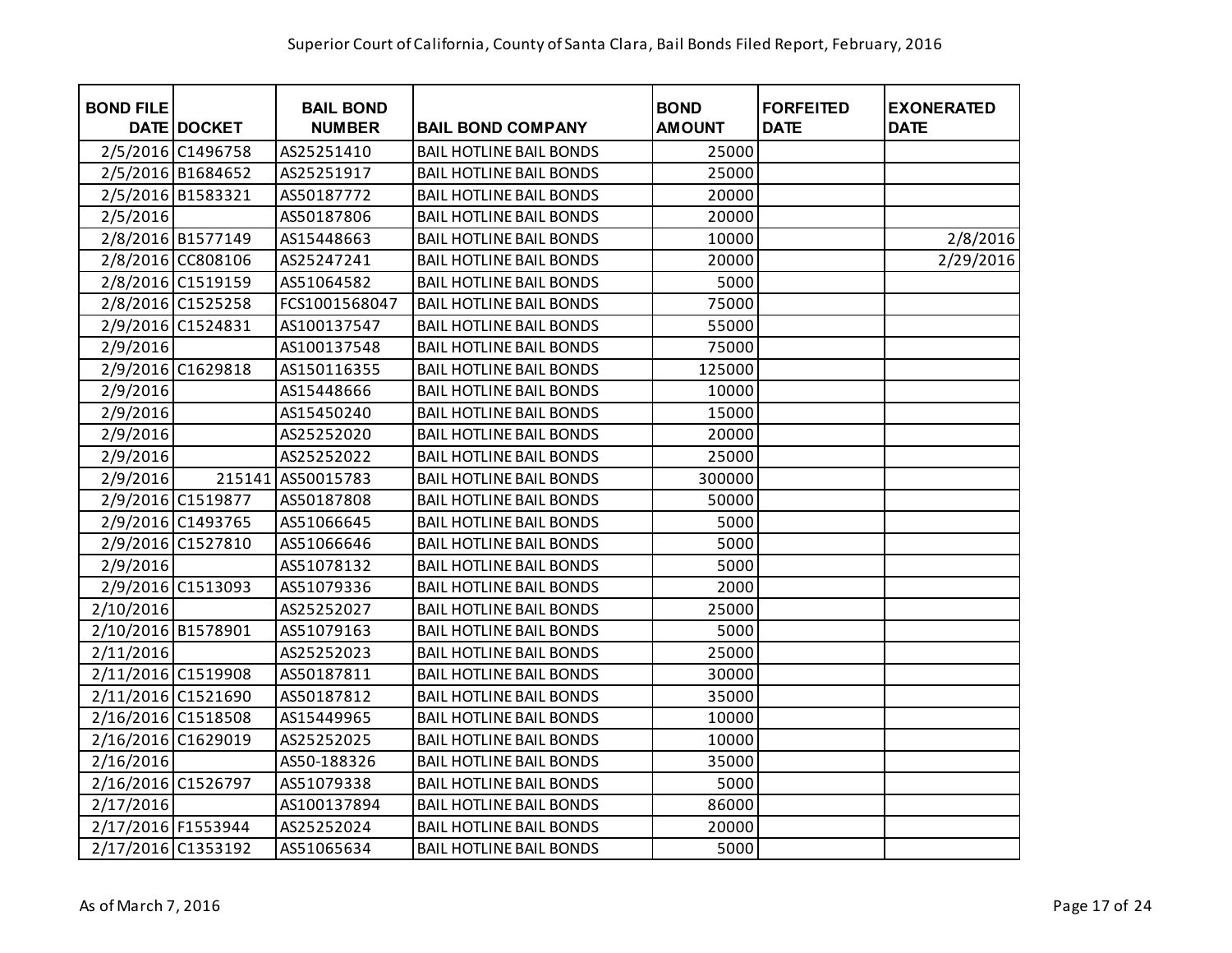Superior Court of California, County of Santa Clara, Bail Bonds Filed Report, February, 2016

| BOND FILE DATE | DOCKET | BAIL BOND NUMBER | BAIL BOND COMPANY | BOND AMOUNT | FORFEITED DATE | EXONERATED DATE |
|---|---|---|---|---|---|---|
| 2/5/2016 | C1496758 | AS25251410 | BAIL HOTLINE BAIL BONDS | 25000 | | |
| 2/5/2016 | B1684652 | AS25251917 | BAIL HOTLINE BAIL BONDS | 25000 | | |
| 2/5/2016 | B1583321 | AS50187772 | BAIL HOTLINE BAIL BONDS | 20000 | | |
| 2/5/2016 | | AS50187806 | BAIL HOTLINE BAIL BONDS | 20000 | | |
| 2/8/2016 | B1577149 | AS15448663 | BAIL HOTLINE BAIL BONDS | 10000 | | 2/8/2016 |
| 2/8/2016 | CC808106 | AS25247241 | BAIL HOTLINE BAIL BONDS | 20000 | | 2/29/2016 |
| 2/8/2016 | C1519159 | AS51064582 | BAIL HOTLINE BAIL BONDS | 5000 | | |
| 2/8/2016 | C1525258 | FCS1001568047 | BAIL HOTLINE BAIL BONDS | 75000 | | |
| 2/9/2016 | C1524831 | AS100137547 | BAIL HOTLINE BAIL BONDS | 55000 | | |
| 2/9/2016 | | AS100137548 | BAIL HOTLINE BAIL BONDS | 75000 | | |
| 2/9/2016 | C1629818 | AS150116355 | BAIL HOTLINE BAIL BONDS | 125000 | | |
| 2/9/2016 | | AS15448666 | BAIL HOTLINE BAIL BONDS | 10000 | | |
| 2/9/2016 | | AS15450240 | BAIL HOTLINE BAIL BONDS | 15000 | | |
| 2/9/2016 | | AS25252020 | BAIL HOTLINE BAIL BONDS | 20000 | | |
| 2/9/2016 | | AS25252022 | BAIL HOTLINE BAIL BONDS | 25000 | | |
| 2/9/2016 | 215141 | AS50015783 | BAIL HOTLINE BAIL BONDS | 300000 | | |
| 2/9/2016 | C1519877 | AS50187808 | BAIL HOTLINE BAIL BONDS | 50000 | | |
| 2/9/2016 | C1493765 | AS51066645 | BAIL HOTLINE BAIL BONDS | 5000 | | |
| 2/9/2016 | C1527810 | AS51066646 | BAIL HOTLINE BAIL BONDS | 5000 | | |
| 2/9/2016 | | AS51078132 | BAIL HOTLINE BAIL BONDS | 5000 | | |
| 2/9/2016 | C1513093 | AS51079336 | BAIL HOTLINE BAIL BONDS | 2000 | | |
| 2/10/2016 | | AS25252027 | BAIL HOTLINE BAIL BONDS | 25000 | | |
| 2/10/2016 | B1578901 | AS51079163 | BAIL HOTLINE BAIL BONDS | 5000 | | |
| 2/11/2016 | | AS25252023 | BAIL HOTLINE BAIL BONDS | 25000 | | |
| 2/11/2016 | C1519908 | AS50187811 | BAIL HOTLINE BAIL BONDS | 30000 | | |
| 2/11/2016 | C1521690 | AS50187812 | BAIL HOTLINE BAIL BONDS | 35000 | | |
| 2/16/2016 | C1518508 | AS15449965 | BAIL HOTLINE BAIL BONDS | 10000 | | |
| 2/16/2016 | C1629019 | AS25252025 | BAIL HOTLINE BAIL BONDS | 10000 | | |
| 2/16/2016 | | AS50-188326 | BAIL HOTLINE BAIL BONDS | 35000 | | |
| 2/16/2016 | C1526797 | AS51079338 | BAIL HOTLINE BAIL BONDS | 5000 | | |
| 2/17/2016 | | AS100137894 | BAIL HOTLINE BAIL BONDS | 86000 | | |
| 2/17/2016 | F1553944 | AS25252024 | BAIL HOTLINE BAIL BONDS | 20000 | | |
| 2/17/2016 | C1353192 | AS51065634 | BAIL HOTLINE BAIL BONDS | 5000 | | |

As of March 7, 2016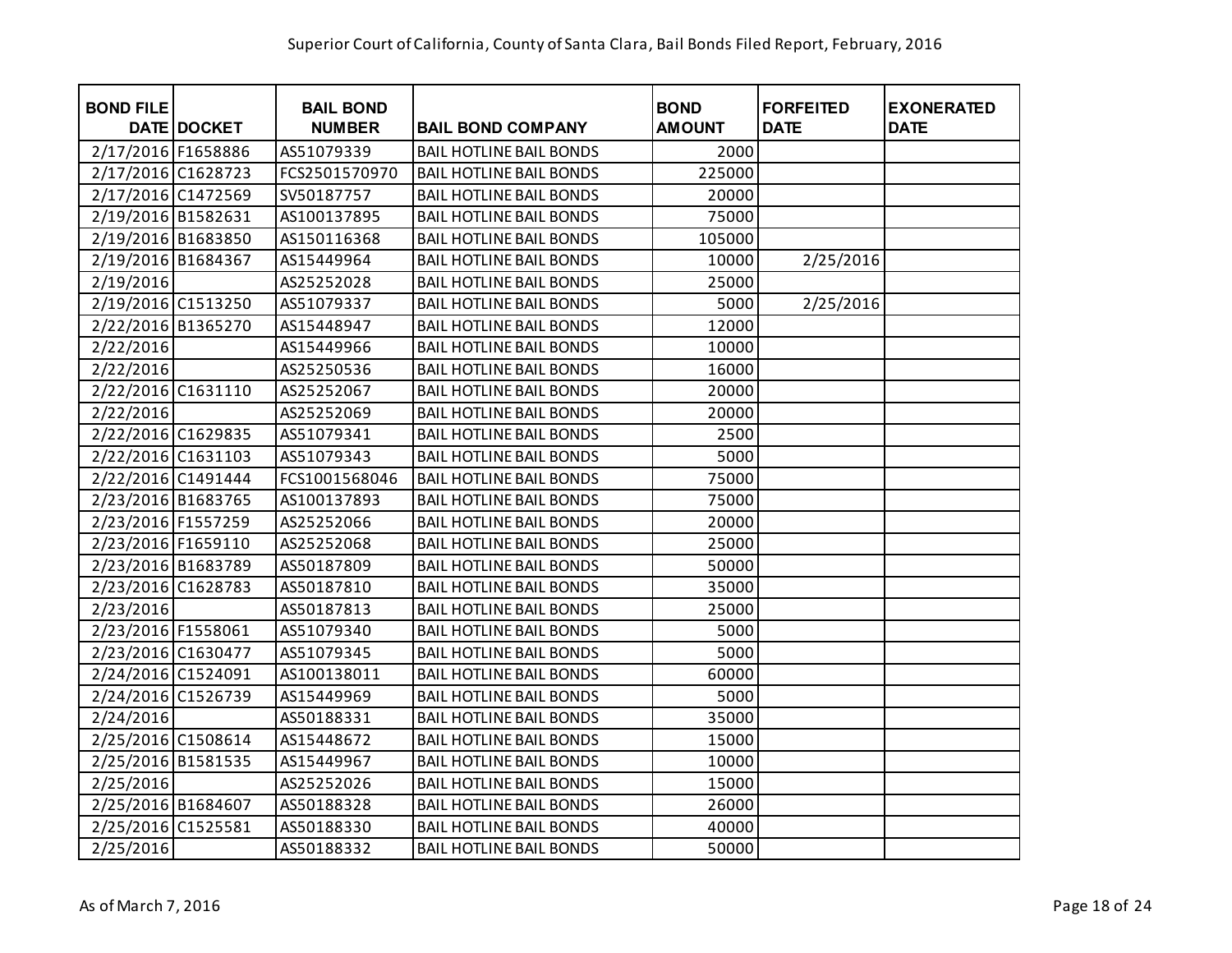Superior Court of California, County of Santa Clara, Bail Bonds Filed Report, February, 2016

| BOND FILE DATE | DOCKET | BAIL BOND NUMBER | BAIL BOND COMPANY | BOND AMOUNT | FORFEITED DATE | EXONERATED DATE |
|---|---|---|---|---|---|---|
| 2/17/2016 | F1658886 | AS51079339 | BAIL HOTLINE BAIL BONDS | 2000 | | |
| 2/17/2016 | C1628723 | FCS2501570970 | BAIL HOTLINE BAIL BONDS | 225000 | | |
| 2/17/2016 | C1472569 | SV50187757 | BAIL HOTLINE BAIL BONDS | 20000 | | |
| 2/19/2016 | B1582631 | AS100137895 | BAIL HOTLINE BAIL BONDS | 75000 | | |
| 2/19/2016 | B1683850 | AS150116368 | BAIL HOTLINE BAIL BONDS | 105000 | | |
| 2/19/2016 | B1684367 | AS15449964 | BAIL HOTLINE BAIL BONDS | 10000 | 2/25/2016 | |
| 2/19/2016 | | AS25252028 | BAIL HOTLINE BAIL BONDS | 25000 | | |
| 2/19/2016 | C1513250 | AS51079337 | BAIL HOTLINE BAIL BONDS | 5000 | 2/25/2016 | |
| 2/22/2016 | B1365270 | AS15448947 | BAIL HOTLINE BAIL BONDS | 12000 | | |
| 2/22/2016 | | AS15449966 | BAIL HOTLINE BAIL BONDS | 10000 | | |
| 2/22/2016 | | AS25250536 | BAIL HOTLINE BAIL BONDS | 16000 | | |
| 2/22/2016 | C1631110 | AS25252067 | BAIL HOTLINE BAIL BONDS | 20000 | | |
| 2/22/2016 | | AS25252069 | BAIL HOTLINE BAIL BONDS | 20000 | | |
| 2/22/2016 | C1629835 | AS51079341 | BAIL HOTLINE BAIL BONDS | 2500 | | |
| 2/22/2016 | C1631103 | AS51079343 | BAIL HOTLINE BAIL BONDS | 5000 | | |
| 2/22/2016 | C1491444 | FCS1001568046 | BAIL HOTLINE BAIL BONDS | 75000 | | |
| 2/23/2016 | B1683765 | AS100137893 | BAIL HOTLINE BAIL BONDS | 75000 | | |
| 2/23/2016 | F1557259 | AS25252066 | BAIL HOTLINE BAIL BONDS | 20000 | | |
| 2/23/2016 | F1659110 | AS25252068 | BAIL HOTLINE BAIL BONDS | 25000 | | |
| 2/23/2016 | B1683789 | AS50187809 | BAIL HOTLINE BAIL BONDS | 50000 | | |
| 2/23/2016 | C1628783 | AS50187810 | BAIL HOTLINE BAIL BONDS | 35000 | | |
| 2/23/2016 | | AS50187813 | BAIL HOTLINE BAIL BONDS | 25000 | | |
| 2/23/2016 | F1558061 | AS51079340 | BAIL HOTLINE BAIL BONDS | 5000 | | |
| 2/23/2016 | C1630477 | AS51079345 | BAIL HOTLINE BAIL BONDS | 5000 | | |
| 2/24/2016 | C1524091 | AS100138011 | BAIL HOTLINE BAIL BONDS | 60000 | | |
| 2/24/2016 | C1526739 | AS15449969 | BAIL HOTLINE BAIL BONDS | 5000 | | |
| 2/24/2016 | | AS50188331 | BAIL HOTLINE BAIL BONDS | 35000 | | |
| 2/25/2016 | C1508614 | AS15448672 | BAIL HOTLINE BAIL BONDS | 15000 | | |
| 2/25/2016 | B1581535 | AS15449967 | BAIL HOTLINE BAIL BONDS | 10000 | | |
| 2/25/2016 | | AS25252026 | BAIL HOTLINE BAIL BONDS | 15000 | | |
| 2/25/2016 | B1684607 | AS50188328 | BAIL HOTLINE BAIL BONDS | 26000 | | |
| 2/25/2016 | C1525581 | AS50188330 | BAIL HOTLINE BAIL BONDS | 40000 | | |
| 2/25/2016 | | AS50188332 | BAIL HOTLINE BAIL BONDS | 50000 | | |

As of March 7, 2016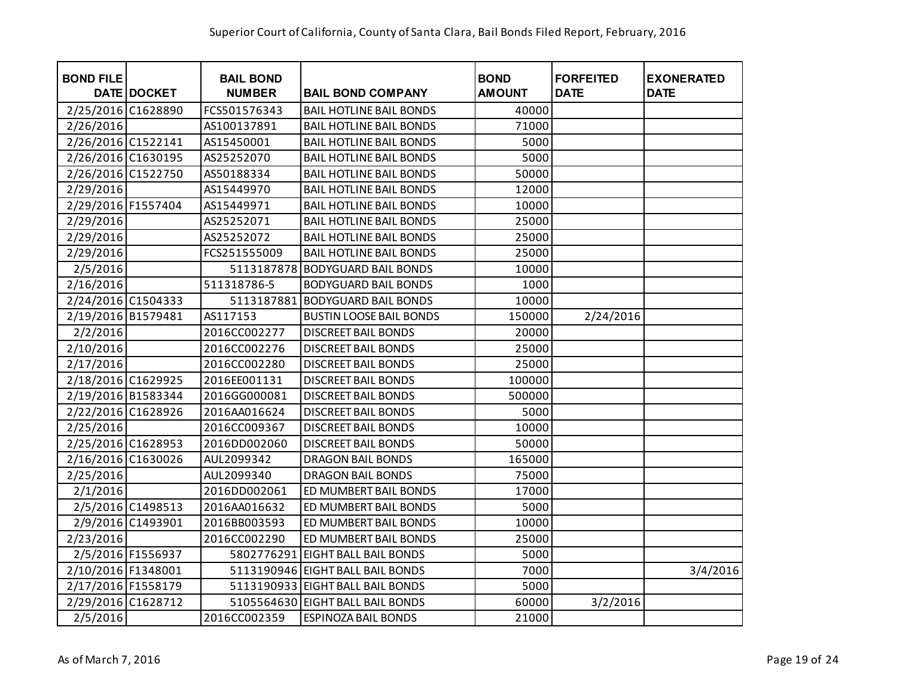# Superior Court of California, County of Santa Clara, Bail Bonds Filed Report, February, 2016

| BOND FILE DATE | DOCKET | BAIL BOND NUMBER | BAIL BOND COMPANY | BOND AMOUNT | FORFEITED DATE | EXONERATED DATE |
|---|---|---|---|---|---|---|
| 2/25/2016 | C1628890 | FCS501576343 | BAIL HOTLINE BAIL BONDS | 40000 | | |
| 2/26/2016 | | AS100137891 | BAIL HOTLINE BAIL BONDS | 71000 | | |
| 2/26/2016 | C1522141 | AS15450001 | BAIL HOTLINE BAIL BONDS | 5000 | | |
| 2/26/2016 | C1630195 | AS25252070 | BAIL HOTLINE BAIL BONDS | 5000 | | |
| 2/26/2016 | C1522750 | AS50188334 | BAIL HOTLINE BAIL BONDS | 50000 | | |
| 2/29/2016 | | AS15449970 | BAIL HOTLINE BAIL BONDS | 12000 | | |
| 2/29/2016 | F1557404 | AS15449971 | BAIL HOTLINE BAIL BONDS | 10000 | | |
| 2/29/2016 | | AS25252071 | BAIL HOTLINE BAIL BONDS | 25000 | | |
| 2/29/2016 | | AS25252072 | BAIL HOTLINE BAIL BONDS | 25000 | | |
| 2/29/2016 | | FCS251555009 | BAIL HOTLINE BAIL BONDS | 25000 | | |
| 2/5/2016 | | 5113187878 | BODYGUARD BAIL BONDS | 10000 | | |
| 2/16/2016 | | 511318786-5 | BODYGUARD BAIL BONDS | 1000 | | |
| 2/24/2016 | C1504333 | 5113187881 | BODYGUARD BAIL BONDS | 10000 | | |
| 2/19/2016 | B1579481 | AS117153 | BUSTIN LOOSE BAIL BONDS | 150000 | 2/24/2016 | |
| 2/2/2016 | | 2016CC002277 | DISCREET BAIL BONDS | 20000 | | |
| 2/10/2016 | | 2016CC002276 | DISCREET BAIL BONDS | 25000 | | |
| 2/17/2016 | | 2016CC002280 | DISCREET BAIL BONDS | 25000 | | |
| 2/18/2016 | C1629925 | 2016EE001131 | DISCREET BAIL BONDS | 100000 | | |
| 2/19/2016 | B1583344 | 2016GG000081 | DISCREET BAIL BONDS | 500000 | | |
| 2/22/2016 | C1628926 | 2016AA016624 | DISCREET BAIL BONDS | 5000 | | |
| 2/25/2016 | | 2016CC009367 | DISCREET BAIL BONDS | 10000 | | |
| 2/25/2016 | C1628953 | 2016DD002060 | DISCREET BAIL BONDS | 50000 | | |
| 2/16/2016 | C1630026 | AUL2099342 | DRAGON BAIL BONDS | 165000 | | |
| 2/25/2016 | | AUL2099340 | DRAGON BAIL BONDS | 75000 | | |
| 2/1/2016 | | 2016DD002061 | ED MUMBERT BAIL BONDS | 17000 | | |
| 2/5/2016 | C1498513 | 2016AA016632 | ED MUMBERT BAIL BONDS | 5000 | | |
| 2/9/2016 | C1493901 | 2016BB003593 | ED MUMBERT BAIL BONDS | 10000 | | |
| 2/23/2016 | | 2016CC002290 | ED MUMBERT BAIL BONDS | 25000 | | |
| 2/5/2016 | F1556937 | 5802776291 | EIGHT BALL BAIL BONDS | 5000 | | |
| 2/10/2016 | F1348001 | 5113190946 | EIGHT BALL BAIL BONDS | 7000 | | 3/4/2016 |
| 2/17/2016 | F1558179 | 5113190933 | EIGHT BALL BAIL BONDS | 5000 | | |
| 2/29/2016 | C1628712 | 5105564630 | EIGHT BALL BAIL BONDS | 60000 | 3/2/2016 | |
| 2/5/2016 | | 2016CC002359 | ESPINOZA BAIL BONDS | 21000 | | |

As of March 7, 2016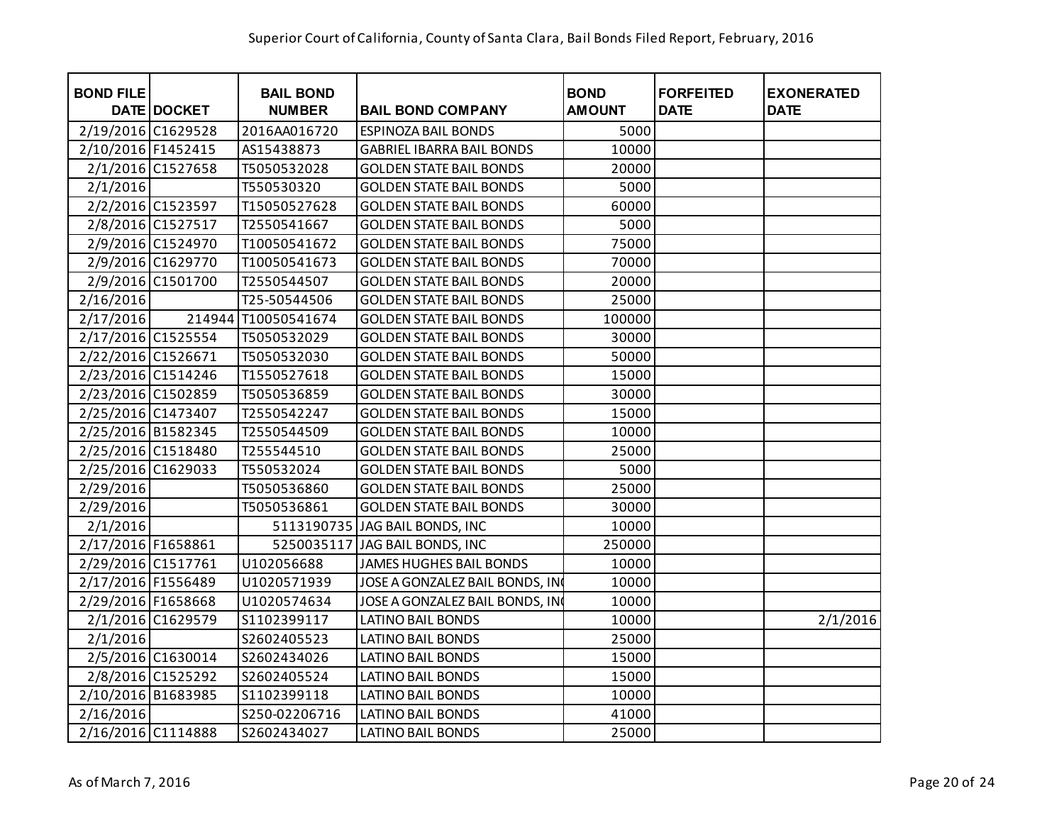Superior Court of California, County of Santa Clara, Bail Bonds Filed Report, February, 2016

| BOND FILE DATE | DOCKET | BAIL BOND NUMBER | BAIL BOND COMPANY | BOND AMOUNT | FORFEITED DATE | EXONERATED DATE |
|---|---|---|---|---|---|---|
| 2/19/2016 | C1629528 | 2016AA016720 | ESPINOZA BAIL BONDS | 5000 | | |
| 2/10/2016 | F1452415 | AS15438873 | GABRIEL IBARRA BAIL BONDS | 10000 | | |
| 2/1/2016 | C1527658 | T5050532028 | GOLDEN STATE BAIL BONDS | 20000 | | |
| 2/1/2016 | | T550530320 | GOLDEN STATE BAIL BONDS | 5000 | | |
| 2/2/2016 | C1523597 | T15050527628 | GOLDEN STATE BAIL BONDS | 60000 | | |
| 2/8/2016 | C1527517 | T2550541667 | GOLDEN STATE BAIL BONDS | 5000 | | |
| 2/9/2016 | C1524970 | T10050541672 | GOLDEN STATE BAIL BONDS | 75000 | | |
| 2/9/2016 | C1629770 | T10050541673 | GOLDEN STATE BAIL BONDS | 70000 | | |
| 2/9/2016 | C1501700 | T2550544507 | GOLDEN STATE BAIL BONDS | 20000 | | |
| 2/16/2016 | | T25-50544506 | GOLDEN STATE BAIL BONDS | 25000 | | |
| 2/17/2016 | 214944 | T10050541674 | GOLDEN STATE BAIL BONDS | 100000 | | |
| 2/17/2016 | C1525554 | T5050532029 | GOLDEN STATE BAIL BONDS | 30000 | | |
| 2/22/2016 | C1526671 | T5050532030 | GOLDEN STATE BAIL BONDS | 50000 | | |
| 2/23/2016 | C1514246 | T1550527618 | GOLDEN STATE BAIL BONDS | 15000 | | |
| 2/23/2016 | C1502859 | T5050536859 | GOLDEN STATE BAIL BONDS | 30000 | | |
| 2/25/2016 | C1473407 | T2550542247 | GOLDEN STATE BAIL BONDS | 15000 | | |
| 2/25/2016 | B1582345 | T2550544509 | GOLDEN STATE BAIL BONDS | 10000 | | |
| 2/25/2016 | C1518480 | T255544510 | GOLDEN STATE BAIL BONDS | 25000 | | |
| 2/25/2016 | C1629033 | T550532024 | GOLDEN STATE BAIL BONDS | 5000 | | |
| 2/29/2016 | | T5050536860 | GOLDEN STATE BAIL BONDS | 25000 | | |
| 2/29/2016 | | T5050536861 | GOLDEN STATE BAIL BONDS | 30000 | | |
| 2/1/2016 | | 5113190735 | JAG BAIL BONDS, INC | 10000 | | |
| 2/17/2016 | F1658861 | 5250035117 | JAG BAIL BONDS, INC | 250000 | | |
| 2/29/2016 | C1517761 | U102056688 | JAMES HUGHES BAIL BONDS | 10000 | | |
| 2/17/2016 | F1556489 | U1020571939 | JOSE A GONZALEZ BAIL BONDS, INC | 10000 | | |
| 2/29/2016 | F1658668 | U1020574634 | JOSE A GONZALEZ BAIL BONDS, INC | 10000 | | |
| 2/1/2016 | C1629579 | S1102399117 | LATINO BAIL BONDS | 10000 | | 2/1/2016 |
| 2/1/2016 | | S2602405523 | LATINO BAIL BONDS | 25000 | | |
| 2/5/2016 | C1630014 | S2602434026 | LATINO BAIL BONDS | 15000 | | |
| 2/8/2016 | C1525292 | S2602405524 | LATINO BAIL BONDS | 15000 | | |
| 2/10/2016 | B1683985 | S1102399118 | LATINO BAIL BONDS | 10000 | | |
| 2/16/2016 | | S250-02206716 | LATINO BAIL BONDS | 41000 | | |
| 2/16/2016 | C1114888 | S2602434027 | LATINO BAIL BONDS | 25000 | | |

As of March 7, 2016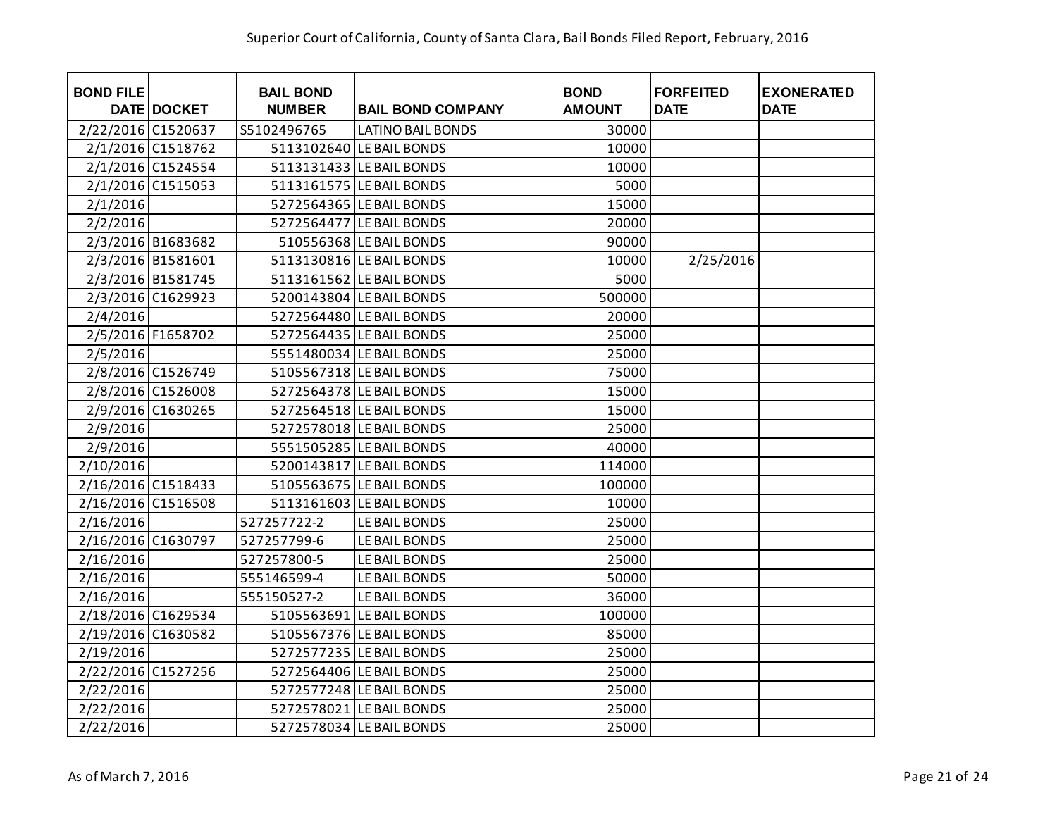# Superior Court of California, County of Santa Clara, Bail Bonds Filed Report, February, 2016

| BOND FILE DATE | DOCKET | BAIL BOND NUMBER | BAIL BOND COMPANY | BOND AMOUNT | FORFEITED DATE | EXONERATED DATE |
|---|---|---|---|---|---|---|
| 2/22/2016 | C1520637 | S5102496765 | LATINO BAIL BONDS | 30000 | | |
| 2/1/2016 | C1518762 | 5113102640 | LE BAIL BONDS | 10000 | | |
| 2/1/2016 | C1524554 | 5113131433 | LE BAIL BONDS | 10000 | | |
| 2/1/2016 | C1515053 | 5113161575 | LE BAIL BONDS | 5000 | | |
| 2/1/2016 | | 5272564365 | LE BAIL BONDS | 15000 | | |
| 2/2/2016 | | 5272564477 | LE BAIL BONDS | 20000 | | |
| 2/3/2016 | B1683682 | 510556368 | LE BAIL BONDS | 90000 | | |
| 2/3/2016 | B1581601 | 5113130816 | LE BAIL BONDS | 10000 | 2/25/2016 | |
| 2/3/2016 | B1581745 | 5113161562 | LE BAIL BONDS | 5000 | | |
| 2/3/2016 | C1629923 | 5200143804 | LE BAIL BONDS | 500000 | | |
| 2/4/2016 | | 5272564480 | LE BAIL BONDS | 20000 | | |
| 2/5/2016 | F1658702 | 5272564435 | LE BAIL BONDS | 25000 | | |
| 2/5/2016 | | 5551480034 | LE BAIL BONDS | 25000 | | |
| 2/8/2016 | C1526749 | 5105567318 | LE BAIL BONDS | 75000 | | |
| 2/8/2016 | C1526008 | 5272564378 | LE BAIL BONDS | 15000 | | |
| 2/9/2016 | C1630265 | 5272564518 | LE BAIL BONDS | 15000 | | |
| 2/9/2016 | | 5272578018 | LE BAIL BONDS | 25000 | | |
| 2/9/2016 | | 5551505285 | LE BAIL BONDS | 40000 | | |
| 2/10/2016 | | 5200143817 | LE BAIL BONDS | 114000 | | |
| 2/16/2016 | C1518433 | 5105563675 | LE BAIL BONDS | 100000 | | |
| 2/16/2016 | C1516508 | 5113161603 | LE BAIL BONDS | 10000 | | |
| 2/16/2016 | | 527257722-2 | LE BAIL BONDS | 25000 | | |
| 2/16/2016 | C1630797 | 527257799-6 | LE BAIL BONDS | 25000 | | |
| 2/16/2016 | | 527257800-5 | LE BAIL BONDS | 25000 | | |
| 2/16/2016 | | 555146599-4 | LE BAIL BONDS | 50000 | | |
| 2/16/2016 | | 555150527-2 | LE BAIL BONDS | 36000 | | |
| 2/18/2016 | C1629534 | 5105563691 | LE BAIL BONDS | 100000 | | |
| 2/19/2016 | C1630582 | 5105567376 | LE BAIL BONDS | 85000 | | |
| 2/19/2016 | | 5272577235 | LE BAIL BONDS | 25000 | | |
| 2/22/2016 | C1527256 | 5272564406 | LE BAIL BONDS | 25000 | | |
| 2/22/2016 | | 5272577248 | LE BAIL BONDS | 25000 | | |
| 2/22/2016 | | 5272578021 | LE BAIL BONDS | 25000 | | |
| 2/22/2016 | | 5272578034 | LE BAIL BONDS | 25000 | | |

As of March 7, 2016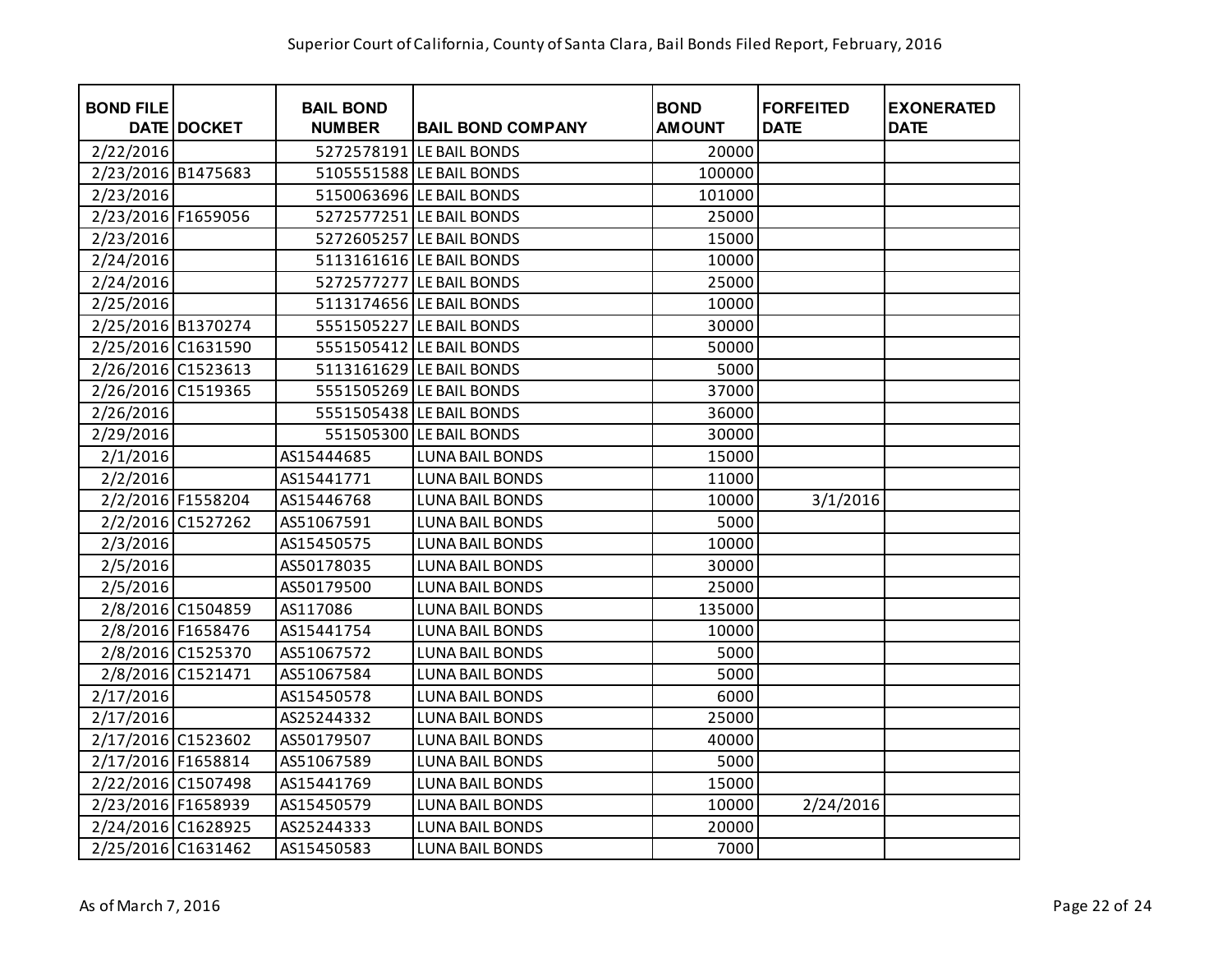# Superior Court of California, County of Santa Clara, Bail Bonds Filed Report, February, 2016

| BOND FILE DATE | DOCKET | BAIL BOND NUMBER | BAIL BOND COMPANY | BOND AMOUNT | FORFEITED DATE | EXONERATED DATE |
|---|---|---|---|---|---|---|
| 2/22/2016 | | 5272578191 | LE BAIL BONDS | 20000 | | |
| 2/23/2016 | B1475683 | 5105551588 | LE BAIL BONDS | 100000 | | |
| 2/23/2016 | | 5150063696 | LE BAIL BONDS | 101000 | | |
| 2/23/2016 | F1659056 | 5272577251 | LE BAIL BONDS | 25000 | | |
| 2/23/2016 | | 5272605257 | LE BAIL BONDS | 15000 | | |
| 2/24/2016 | | 5113161616 | LE BAIL BONDS | 10000 | | |
| 2/24/2016 | | 5272577277 | LE BAIL BONDS | 25000 | | |
| 2/25/2016 | | 5113174656 | LE BAIL BONDS | 10000 | | |
| 2/25/2016 | B1370274 | 5551505227 | LE BAIL BONDS | 30000 | | |
| 2/25/2016 | C1631590 | 5551505412 | LE BAIL BONDS | 50000 | | |
| 2/26/2016 | C1523613 | 5113161629 | LE BAIL BONDS | 5000 | | |
| 2/26/2016 | C1519365 | 5551505269 | LE BAIL BONDS | 37000 | | |
| 2/26/2016 | | 5551505438 | LE BAIL BONDS | 36000 | | |
| 2/29/2016 | | 551505300 | LE BAIL BONDS | 30000 | | |
| 2/1/2016 | | AS15444685 | LUNA BAIL BONDS | 15000 | | |
| 2/2/2016 | | AS15441771 | LUNA BAIL BONDS | 11000 | | |
| 2/2/2016 | F1558204 | AS15446768 | LUNA BAIL BONDS | 10000 | 3/1/2016 | |
| 2/2/2016 | C1527262 | AS51067591 | LUNA BAIL BONDS | 5000 | | |
| 2/3/2016 | | AS15450575 | LUNA BAIL BONDS | 10000 | | |
| 2/5/2016 | | AS50178035 | LUNA BAIL BONDS | 30000 | | |
| 2/5/2016 | | AS50179500 | LUNA BAIL BONDS | 25000 | | |
| 2/8/2016 | C1504859 | AS117086 | LUNA BAIL BONDS | 135000 | | |
| 2/8/2016 | F1658476 | AS15441754 | LUNA BAIL BONDS | 10000 | | |
| 2/8/2016 | C1525370 | AS51067572 | LUNA BAIL BONDS | 5000 | | |
| 2/8/2016 | C1521471 | AS51067584 | LUNA BAIL BONDS | 5000 | | |
| 2/17/2016 | | AS15450578 | LUNA BAIL BONDS | 6000 | | |
| 2/17/2016 | | AS25244332 | LUNA BAIL BONDS | 25000 | | |
| 2/17/2016 | C1523602 | AS50179507 | LUNA BAIL BONDS | 40000 | | |
| 2/17/2016 | F1658814 | AS51067589 | LUNA BAIL BONDS | 5000 | | |
| 2/22/2016 | C1507498 | AS15441769 | LUNA BAIL BONDS | 15000 | | |
| 2/23/2016 | F1658939 | AS15450579 | LUNA BAIL BONDS | 10000 | 2/24/2016 | |
| 2/24/2016 | C1628925 | AS25244333 | LUNA BAIL BONDS | 20000 | | |
| 2/25/2016 | C1631462 | AS15450583 | LUNA BAIL BONDS | 7000 | | |

As of March 7, 2016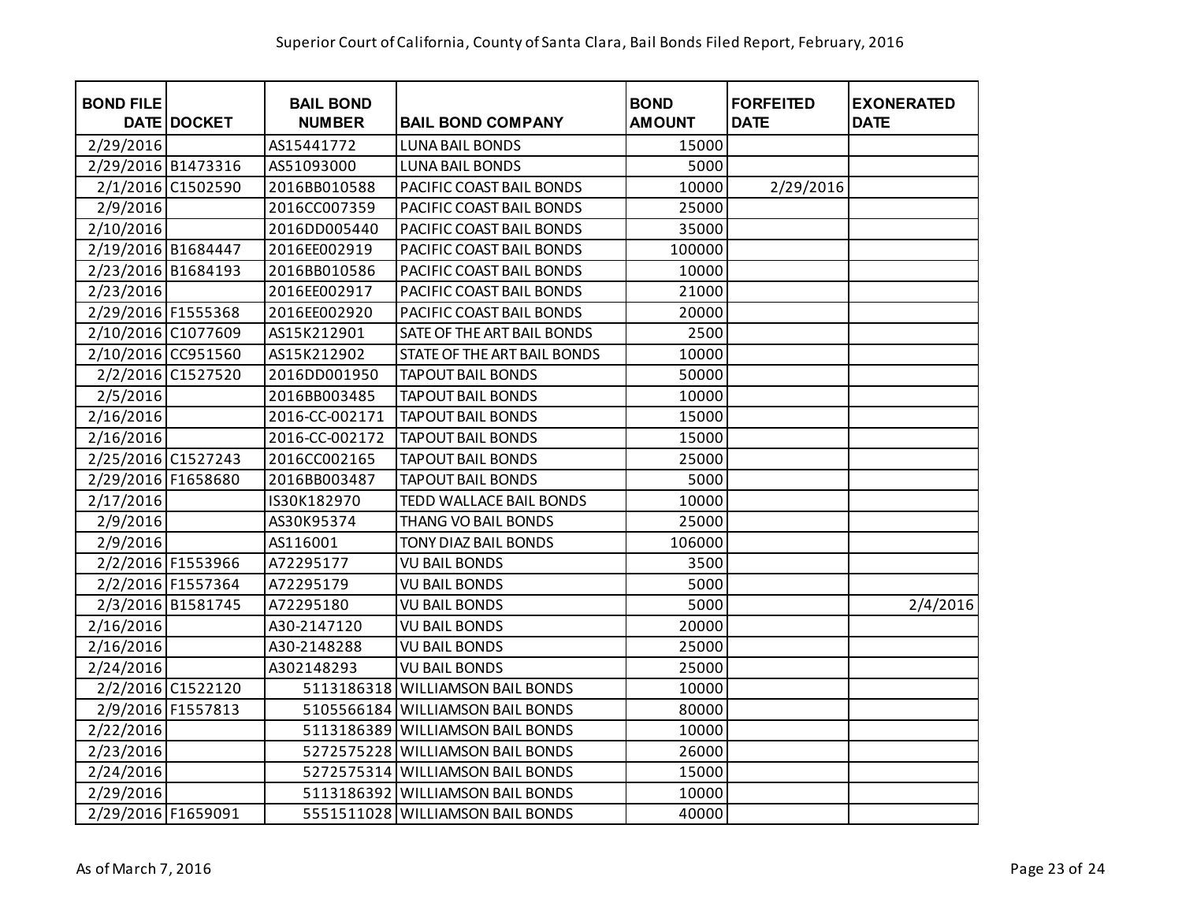Superior Court of California, County of Santa Clara, Bail Bonds Filed Report, February, 2016

| BOND FILE DATE | DOCKET | BAIL BOND NUMBER | BAIL BOND COMPANY | BOND AMOUNT | FORFEITED DATE | EXONERATED DATE |
|---|---|---|---|---|---|---|
| 2/29/2016 | | AS15441772 | LUNA BAIL BONDS | 15000 | | |
| 2/29/2016 | B1473316 | AS51093000 | LUNA BAIL BONDS | 5000 | | |
| 2/1/2016 | C1502590 | 2016BB010588 | PACIFIC COAST BAIL BONDS | 10000 | 2/29/2016 | |
| 2/9/2016 | | 2016CC007359 | PACIFIC COAST BAIL BONDS | 25000 | | |
| 2/10/2016 | | 2016DD005440 | PACIFIC COAST BAIL BONDS | 35000 | | |
| 2/19/2016 | B1684447 | 2016EE002919 | PACIFIC COAST BAIL BONDS | 100000 | | |
| 2/23/2016 | B1684193 | 2016BB010586 | PACIFIC COAST BAIL BONDS | 10000 | | |
| 2/23/2016 | | 2016EE002917 | PACIFIC COAST BAIL BONDS | 21000 | | |
| 2/29/2016 | F1555368 | 2016EE002920 | PACIFIC COAST BAIL BONDS | 20000 | | |
| 2/10/2016 | C1077609 | AS15K212901 | SATE OF THE ART BAIL BONDS | 2500 | | |
| 2/10/2016 | CC951560 | AS15K212902 | STATE OF THE ART BAIL BONDS | 10000 | | |
| 2/2/2016 | C1527520 | 2016DD001950 | TAPOUT BAIL BONDS | 50000 | | |
| 2/5/2016 | | 2016BB003485 | TAPOUT BAIL BONDS | 10000 | | |
| 2/16/2016 | | 2016-CC-002171 | TAPOUT BAIL BONDS | 15000 | | |
| 2/16/2016 | | 2016-CC-002172 | TAPOUT BAIL BONDS | 15000 | | |
| 2/25/2016 | C1527243 | 2016CC002165 | TAPOUT BAIL BONDS | 25000 | | |
| 2/29/2016 | F1658680 | 2016BB003487 | TAPOUT BAIL BONDS | 5000 | | |
| 2/17/2016 | | IS30K182970 | TEDD WALLACE BAIL BONDS | 10000 | | |
| 2/9/2016 | | AS30K95374 | THANG VO BAIL BONDS | 25000 | | |
| 2/9/2016 | | AS116001 | TONY DIAZ BAIL BONDS | 106000 | | |
| 2/2/2016 | F1553966 | A72295177 | VU BAIL BONDS | 3500 | | |
| 2/2/2016 | F1557364 | A72295179 | VU BAIL BONDS | 5000 | | |
| 2/3/2016 | B1581745 | A72295180 | VU BAIL BONDS | 5000 | | 2/4/2016 |
| 2/16/2016 | | A30-2147120 | VU BAIL BONDS | 20000 | | |
| 2/16/2016 | | A30-2148288 | VU BAIL BONDS | 25000 | | |
| 2/24/2016 | | A302148293 | VU BAIL BONDS | 25000 | | |
| 2/2/2016 | C1522120 | 5113186318 | WILLIAMSON BAIL BONDS | 10000 | | |
| 2/9/2016 | F1557813 | 5105566184 | WILLIAMSON BAIL BONDS | 80000 | | |
| 2/22/2016 | | 5113186389 | WILLIAMSON BAIL BONDS | 10000 | | |
| 2/23/2016 | | 5272575228 | WILLIAMSON BAIL BONDS | 26000 | | |
| 2/24/2016 | | 5272575314 | WILLIAMSON BAIL BONDS | 15000 | | |
| 2/29/2016 | | 5113186392 | WILLIAMSON BAIL BONDS | 10000 | | |
| 2/29/2016 | F1659091 | 5551511028 | WILLIAMSON BAIL BONDS | 40000 | | |

As of March 7, 2016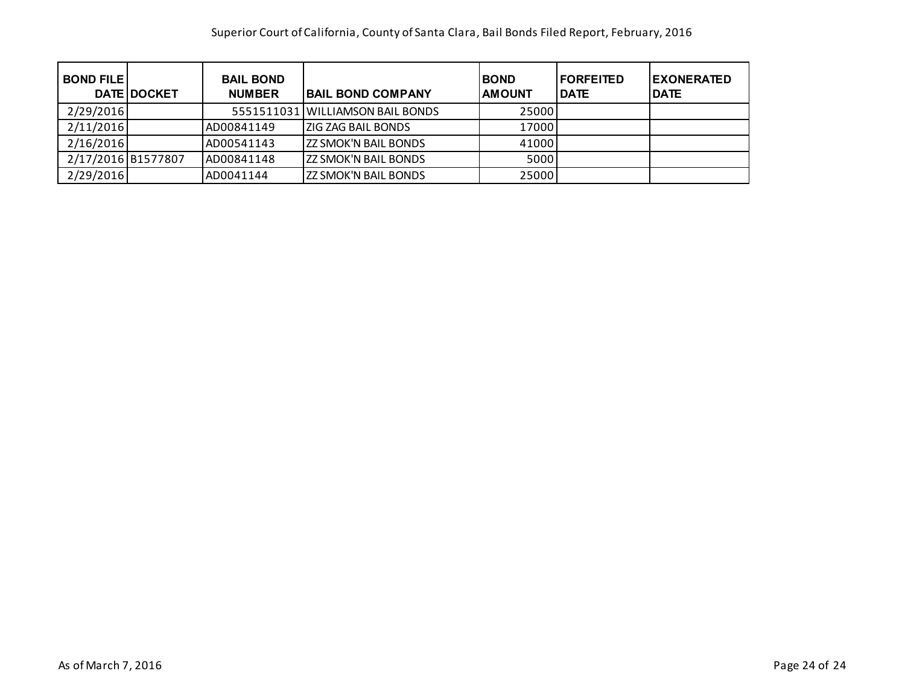Superior Court of California, County of Santa Clara, Bail Bonds Filed Report, February, 2016

| BOND FILE DATE | DOCKET | BAIL BOND NUMBER | BAIL BOND COMPANY | BOND AMOUNT | FORFEITED DATE | EXONERATED DATE |
|---|---|---|---|---|---|---|
| 2/29/2016 | | 5551511031 | WILLIAMSON BAIL BONDS | 25000 | | |
| 2/11/2016 | | AD00841149 | ZIG ZAG BAIL BONDS | 17000 | | |
| 2/16/2016 | | AD00541143 | ZZ SMOK'N BAIL BONDS | 41000 | | |
| 2/17/2016 | B1577807 | AD00841148 | ZZ SMOK'N BAIL BONDS | 5000 | | |
| 2/29/2016 | | AD0041144 | ZZ SMOK'N BAIL BONDS | 25000 | | |

As of March 7, 2016